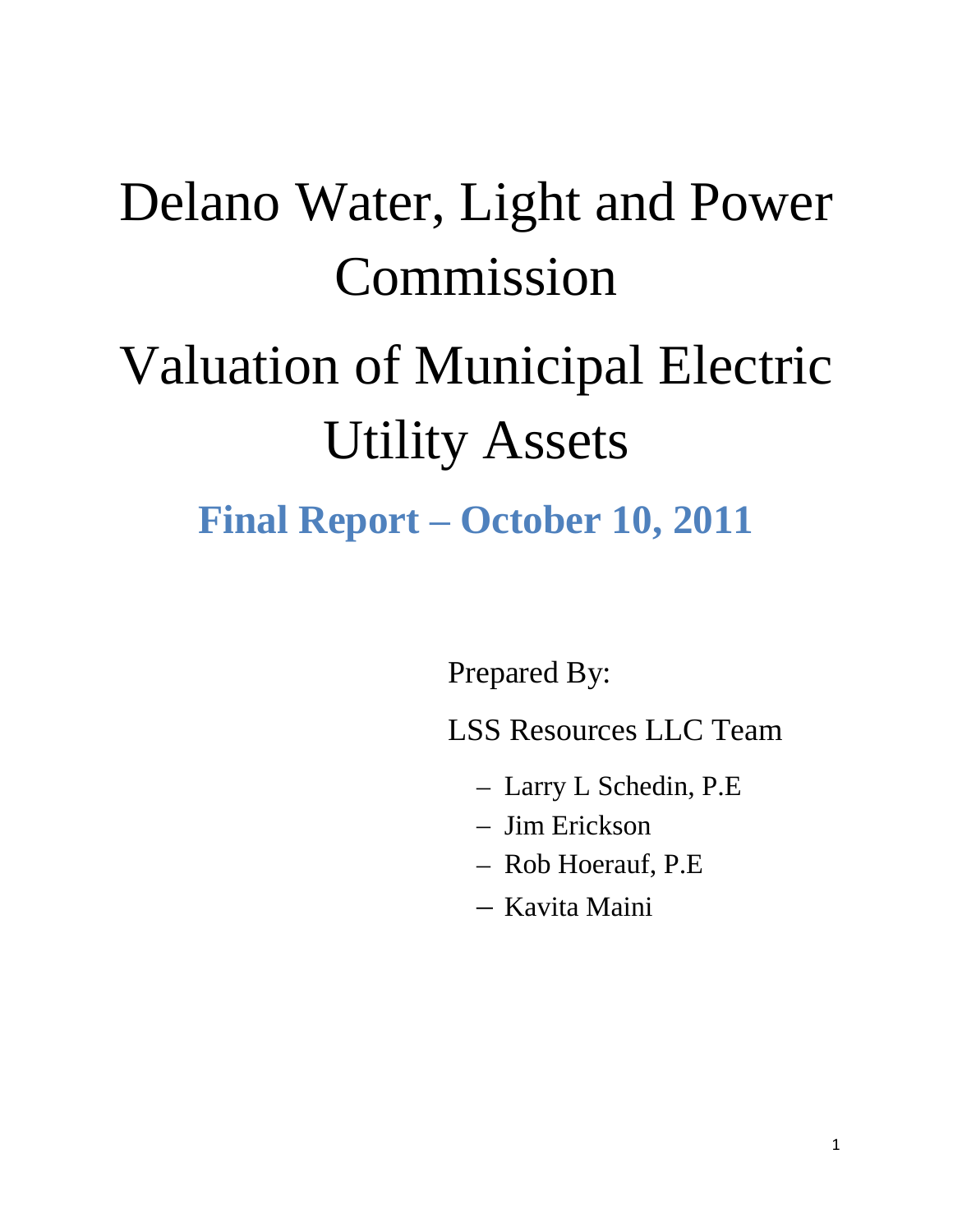# Delano Water, Light and Power Commission

# Valuation of Municipal Electric Utility Assets

## Final Report – October 10, 2011

Prepared By:

LSS Resources LLC Team

- Larry L Schedin, P.E
- Jim Erickson
- Rob Hoerauf, P.E
- Kavita Maini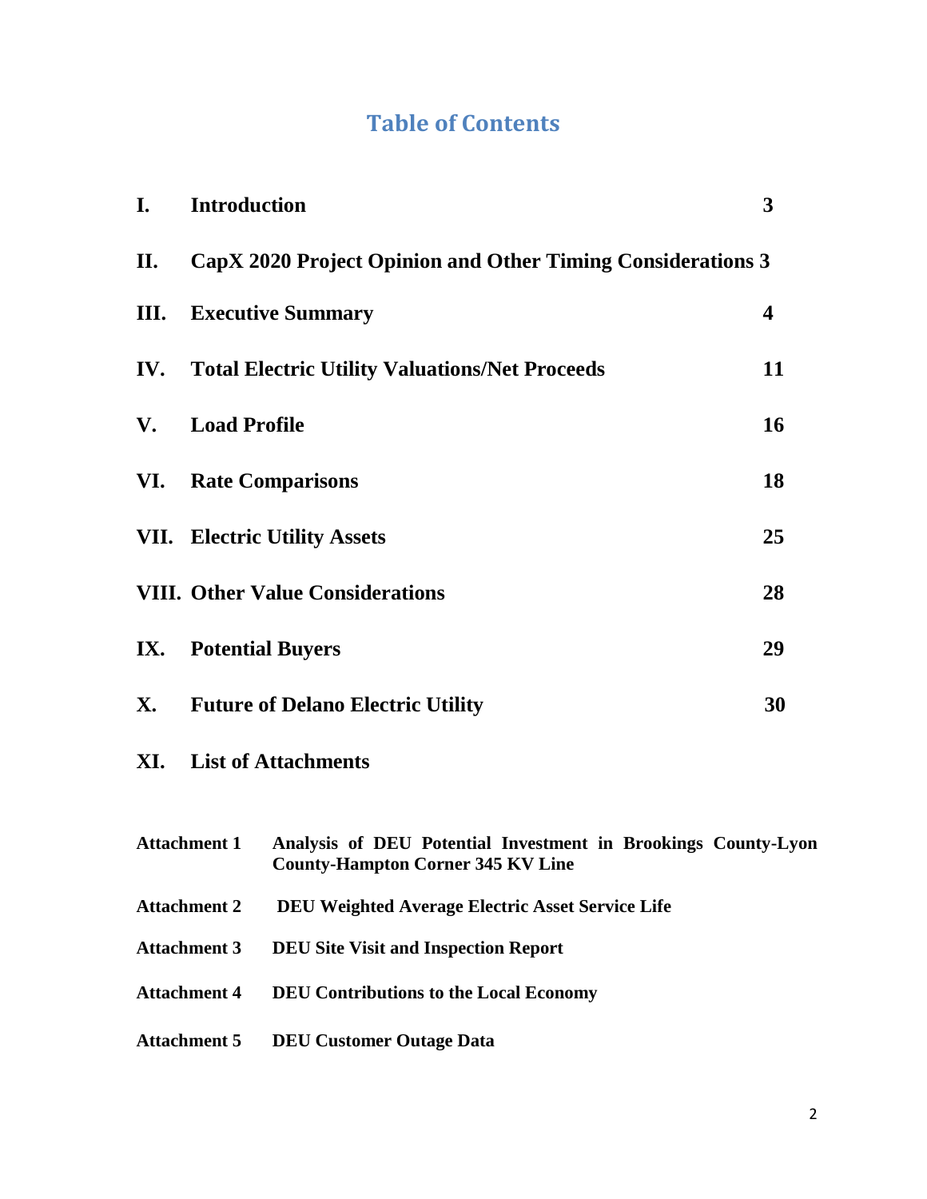# Table of Contents

| | | |
|---|---|---|
| **I.** | **Introduction** | **3** |
| **II.** | **CapX 2020 Project Opinion and Other Timing Considerations** | **3** |
| **III.** | **Executive Summary** | **4** |
| **IV.** | **Total Electric Utility Valuations/Net Proceeds** | **11** |
| **V.** | **Load Profile** | **16** |
| **VI.** | **Rate Comparisons** | **18** |
| **VII.** | **Electric Utility Assets** | **25** |
| **VIII.** | **Other Value Considerations** | **28** |
| **IX.** | **Potential Buyers** | **29** |
| **X.** | **Future of Delano Electric Utility** | **30** |
| **XI.** | **List of Attachments** | |

| | |
|---|---|
| **Attachment 1** | **Analysis of DEU Potential Investment in Brookings County-Lyon County-Hampton Corner 345 KV Line** |
| **Attachment 2** | **DEU Weighted Average Electric Asset Service Life** |
| **Attachment 3** | **DEU Site Visit and Inspection Report** |
| **Attachment 4** | **DEU Contributions to the Local Economy** |
| **Attachment 5** | **DEU Customer Outage Data** |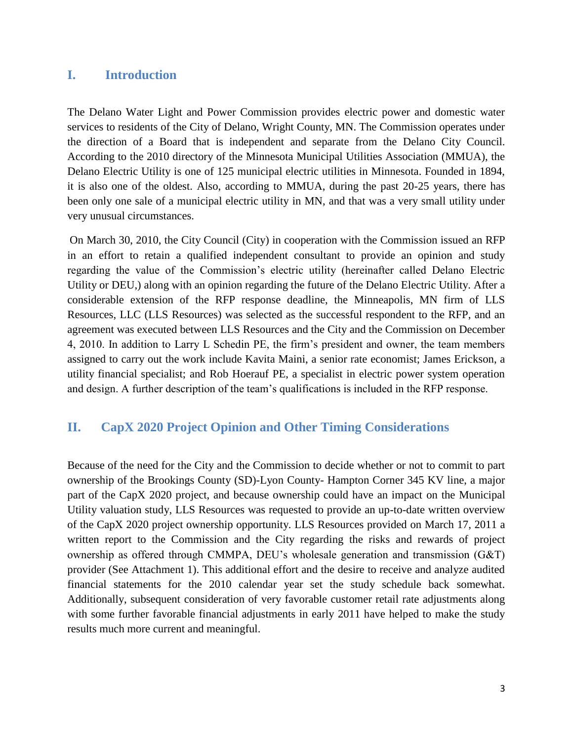## I. Introduction

The Delano Water Light and Power Commission provides electric power and domestic water services to residents of the City of Delano, Wright County, MN. The Commission operates under the direction of a Board that is independent and separate from the Delano City Council. According to the 2010 directory of the Minnesota Municipal Utilities Association (MMUA), the Delano Electric Utility is one of 125 municipal electric utilities in Minnesota. Founded in 1894, it is also one of the oldest. Also, according to MMUA, during the past 20-25 years, there has been only one sale of a municipal electric utility in MN, and that was a very small utility under very unusual circumstances.

On March 30, 2010, the City Council (City) in cooperation with the Commission issued an RFP in an effort to retain a qualified independent consultant to provide an opinion and study regarding the value of the Commission's electric utility (hereinafter called Delano Electric Utility or DEU,) along with an opinion regarding the future of the Delano Electric Utility. After a considerable extension of the RFP response deadline, the Minneapolis, MN firm of LLS Resources, LLC (LLS Resources) was selected as the successful respondent to the RFP, and an agreement was executed between LLS Resources and the City and the Commission on December 4, 2010. In addition to Larry L Schedin PE, the firm's president and owner, the team members assigned to carry out the work include Kavita Maini, a senior rate economist; James Erickson, a utility financial specialist; and Rob Hoerauf PE, a specialist in electric power system operation and design. A further description of the team's qualifications is included in the RFP response.

## II. CapX 2020 Project Opinion and Other Timing Considerations

Because of the need for the City and the Commission to decide whether or not to commit to part ownership of the Brookings County (SD)-Lyon County- Hampton Corner 345 KV line, a major part of the CapX 2020 project, and because ownership could have an impact on the Municipal Utility valuation study, LLS Resources was requested to provide an up-to-date written overview of the CapX 2020 project ownership opportunity. LLS Resources provided on March 17, 2011 a written report to the Commission and the City regarding the risks and rewards of project ownership as offered through CMMPA, DEU's wholesale generation and transmission (G&T) provider (See Attachment 1). This additional effort and the desire to receive and analyze audited financial statements for the 2010 calendar year set the study schedule back somewhat. Additionally, subsequent consideration of very favorable customer retail rate adjustments along with some further favorable financial adjustments in early 2011 have helped to make the study results much more current and meaningful.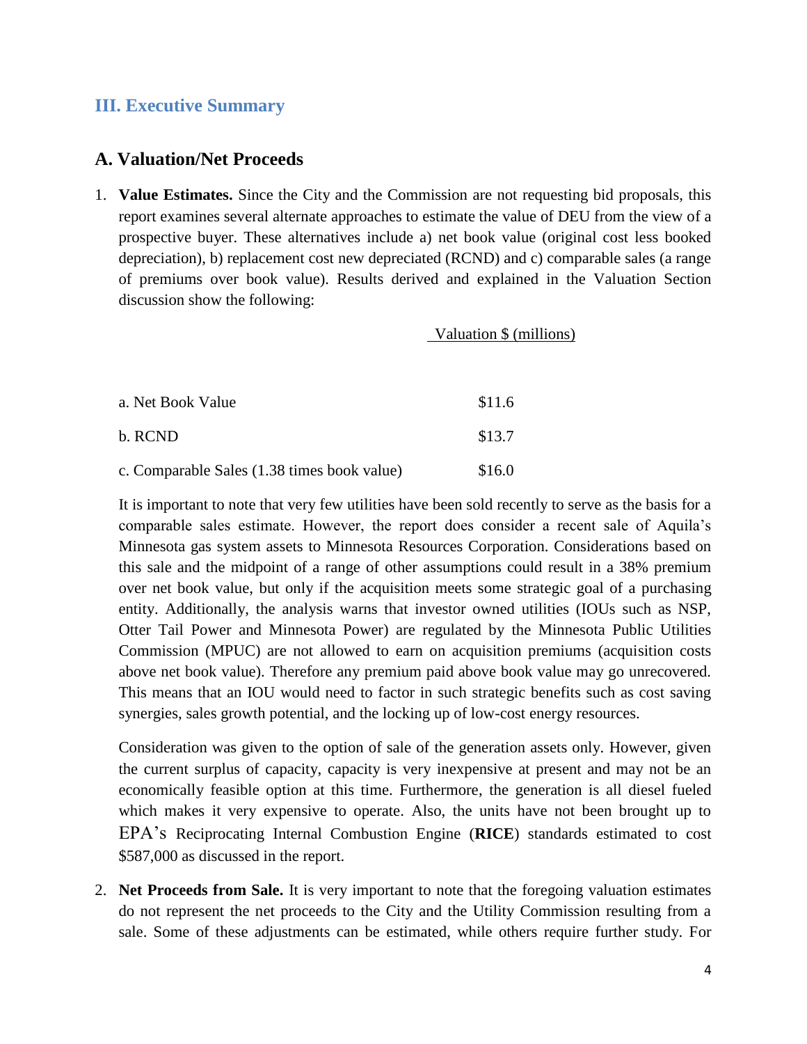## III. Executive Summary

### A. Valuation/Net Proceeds

1. **Value Estimates.** Since the City and the Commission are not requesting bid proposals, this report examines several alternate approaches to estimate the value of DEU from the view of a prospective buyer. These alternatives include a) net book value (original cost less booked depreciation), b) replacement cost new depreciated (RCND) and c) comparable sales (a range of premiums over book value). Results derived and explained in the Valuation Section discussion show the following:

| | Valuation $ (millions) |
|---|---|
| a. Net Book Value | $11.6 |
| b. RCND | $13.7 |
| c. Comparable Sales (1.38 times book value) | $16.0 |

   It is important to note that very few utilities have been sold recently to serve as the basis for a comparable sales estimate. However, the report does consider a recent sale of Aquila's Minnesota gas system assets to Minnesota Resources Corporation. Considerations based on this sale and the midpoint of a range of other assumptions could result in a 38% premium over net book value, but only if the acquisition meets some strategic goal of a purchasing entity. Additionally, the analysis warns that investor owned utilities (IOUs such as NSP, Otter Tail Power and Minnesota Power) are regulated by the Minnesota Public Utilities Commission (MPUC) are not allowed to earn on acquisition premiums (acquisition costs above net book value). Therefore any premium paid above book value may go unrecovered. This means that an IOU would need to factor in such strategic benefits such as cost saving synergies, sales growth potential, and the locking up of low-cost energy resources.

   Consideration was given to the option of sale of the generation assets only. However, given the current surplus of capacity, capacity is very inexpensive at present and may not be an economically feasible option at this time. Furthermore, the generation is all diesel fueled which makes it very expensive to operate. Also, the units have not been brought up to EPA's Reciprocating Internal Combustion Engine (**RICE**) standards estimated to cost $587,000 as discussed in the report.

2. **Net Proceeds from Sale.** It is very important to note that the foregoing valuation estimates do not represent the net proceeds to the City and the Utility Commission resulting from a sale. Some of these adjustments can be estimated, while others require further study. For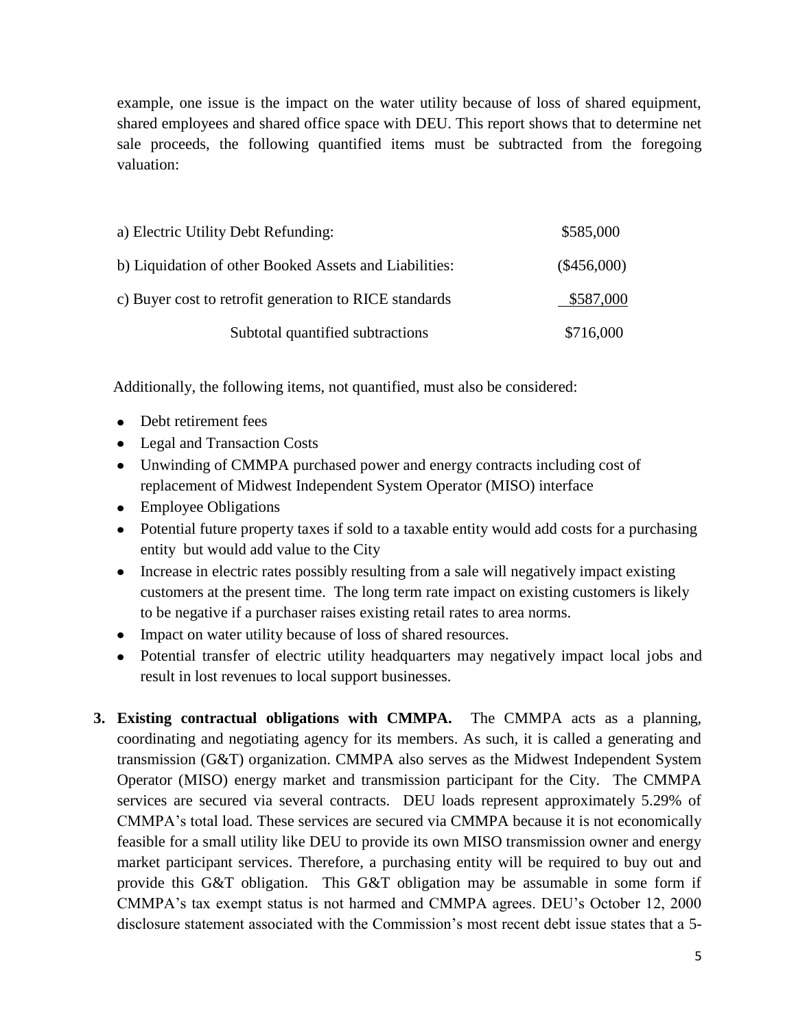example, one issue is the impact on the water utility because of loss of shared equipment, shared employees and shared office space with DEU. This report shows that to determine net sale proceeds, the following quantified items must be subtracted from the foregoing valuation:

| | |
|---|---|
| a) Electric Utility Debt Refunding: | \$585,000 |
| b) Liquidation of other Booked Assets and Liabilities: | (\$456,000) |
| c) Buyer cost to retrofit generation to RICE standards | \$587,000 |
| Subtotal quantified subtractions | \$716,000 |

Additionally, the following items, not quantified, must also be considered:

- Debt retirement fees
- Legal and Transaction Costs
- Unwinding of CMMPA purchased power and energy contracts including cost of replacement of Midwest Independent System Operator (MISO) interface
- Employee Obligations
- Potential future property taxes if sold to a taxable entity would add costs for a purchasing entity but would add value to the City
- Increase in electric rates possibly resulting from a sale will negatively impact existing customers at the present time. The long term rate impact on existing customers is likely to be negative if a purchaser raises existing retail rates to area norms.
- Impact on water utility because of loss of shared resources.
- Potential transfer of electric utility headquarters may negatively impact local jobs and result in lost revenues to local support businesses.

3. **Existing contractual obligations with CMMPA.** The CMMPA acts as a planning, coordinating and negotiating agency for its members. As such, it is called a generating and transmission (G&T) organization. CMMPA also serves as the Midwest Independent System Operator (MISO) energy market and transmission participant for the City. The CMMPA services are secured via several contracts. DEU loads represent approximately 5.29% of CMMPA's total load. These services are secured via CMMPA because it is not economically feasible for a small utility like DEU to provide its own MISO transmission owner and energy market participant services. Therefore, a purchasing entity will be required to buy out and provide this G&T obligation. This G&T obligation may be assumable in some form if CMMPA's tax exempt status is not harmed and CMMPA agrees. DEU's October 12, 2000 disclosure statement associated with the Commission's most recent debt issue states that a 5-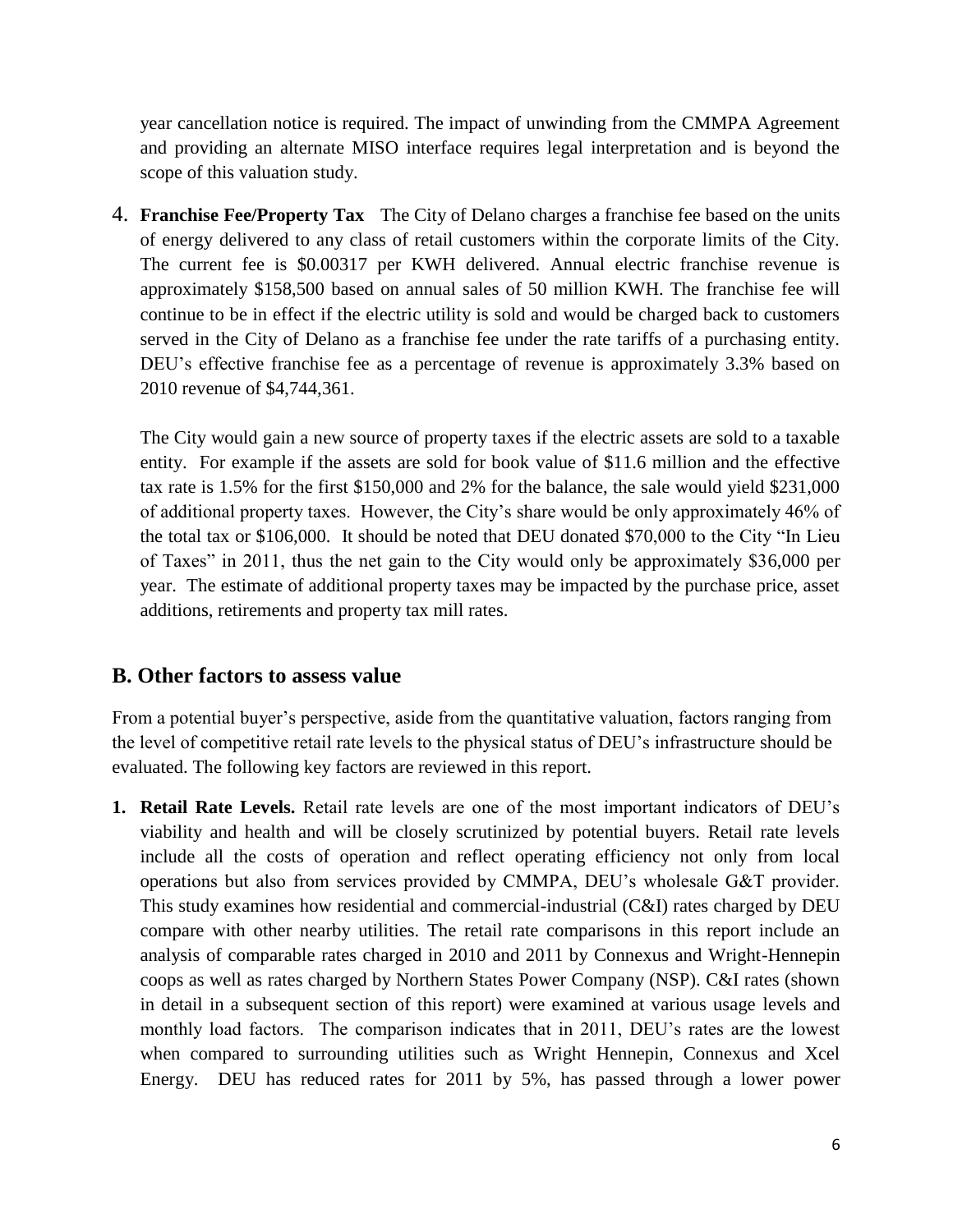year cancellation notice is required. The impact of unwinding from the CMMPA Agreement and providing an alternate MISO interface requires legal interpretation and is beyond the scope of this valuation study.

4. **Franchise Fee/Property Tax** The City of Delano charges a franchise fee based on the units of energy delivered to any class of retail customers within the corporate limits of the City. The current fee is $0.00317 per KWH delivered. Annual electric franchise revenue is approximately $158,500 based on annual sales of 50 million KWH. The franchise fee will continue to be in effect if the electric utility is sold and would be charged back to customers served in the City of Delano as a franchise fee under the rate tariffs of a purchasing entity. DEU's effective franchise fee as a percentage of revenue is approximately 3.3% based on 2010 revenue of $4,744,361.

   The City would gain a new source of property taxes if the electric assets are sold to a taxable entity. For example if the assets are sold for book value of $11.6 million and the effective tax rate is 1.5% for the first $150,000 and 2% for the balance, the sale would yield $231,000 of additional property taxes. However, the City's share would be only approximately 46% of the total tax or $106,000. It should be noted that DEU donated $70,000 to the City "In Lieu of Taxes" in 2011, thus the net gain to the City would only be approximately $36,000 per year. The estimate of additional property taxes may be impacted by the purchase price, asset additions, retirements and property tax mill rates.

## B. Other factors to assess value

From a potential buyer's perspective, aside from the quantitative valuation, factors ranging from the level of competitive retail rate levels to the physical status of DEU's infrastructure should be evaluated. The following key factors are reviewed in this report.

1. **Retail Rate Levels.** Retail rate levels are one of the most important indicators of DEU's viability and health and will be closely scrutinized by potential buyers. Retail rate levels include all the costs of operation and reflect operating efficiency not only from local operations but also from services provided by CMMPA, DEU's wholesale G&T provider. This study examines how residential and commercial-industrial (C&I) rates charged by DEU compare with other nearby utilities. The retail rate comparisons in this report include an analysis of comparable rates charged in 2010 and 2011 by Connexus and Wright-Hennepin coops as well as rates charged by Northern States Power Company (NSP). C&I rates (shown in detail in a subsequent section of this report) were examined at various usage levels and monthly load factors. The comparison indicates that in 2011, DEU's rates are the lowest when compared to surrounding utilities such as Wright Hennepin, Connexus and Xcel Energy. DEU has reduced rates for 2011 by 5%, has passed through a lower power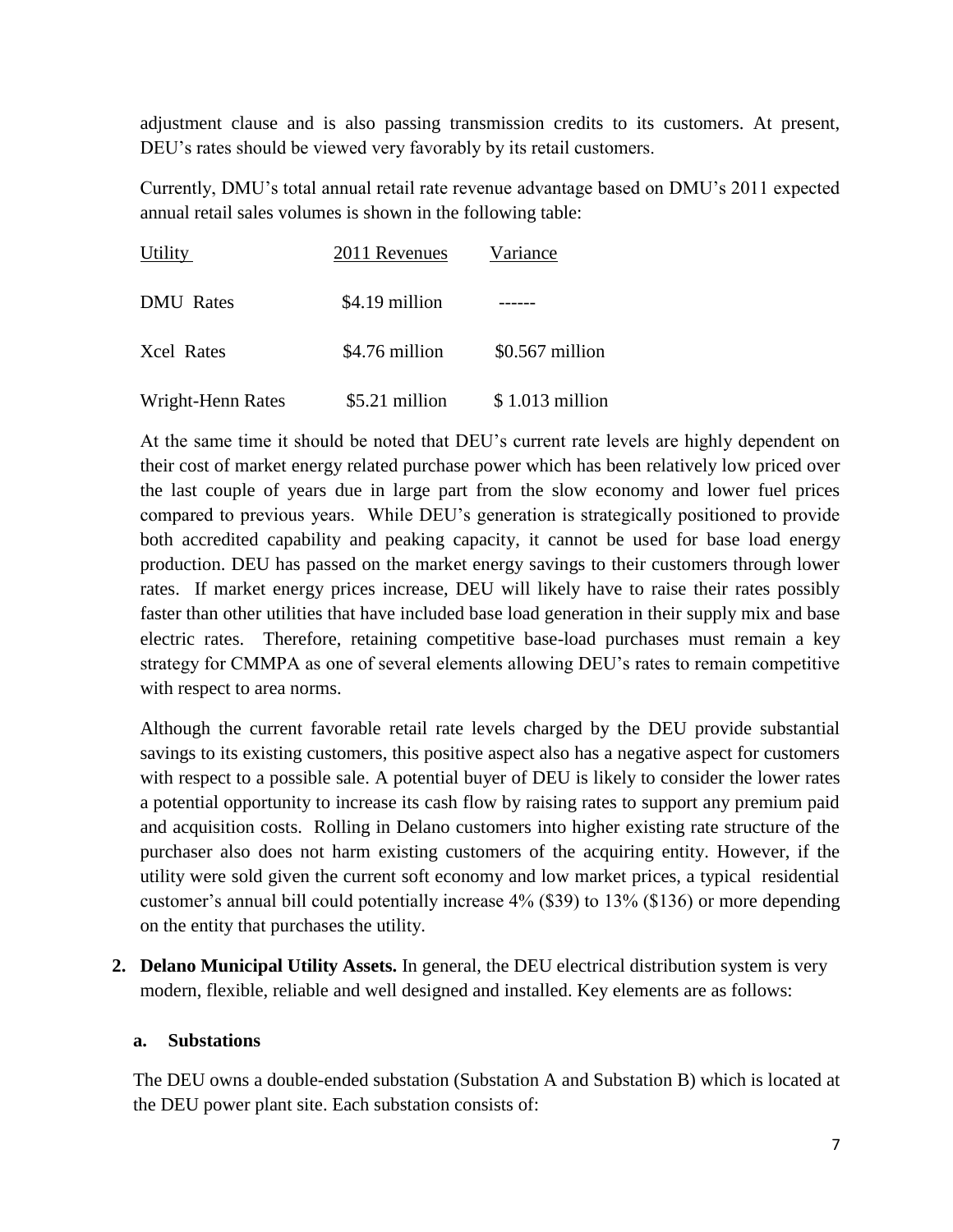adjustment clause and is also passing transmission credits to its customers. At present, DEU's rates should be viewed very favorably by its retail customers.

Currently, DMU's total annual retail rate revenue advantage based on DMU's 2011 expected annual retail sales volumes is shown in the following table:

| Utility | 2011 Revenues | Variance |
|---|---|---|
| DMU Rates | $4.19 million | ------ |
| Xcel Rates | $4.76 million | $0.567 million |
| Wright-Henn Rates | $5.21 million | $ 1.013 million |

At the same time it should be noted that DEU's current rate levels are highly dependent on their cost of market energy related purchase power which has been relatively low priced over the last couple of years due in large part from the slow economy and lower fuel prices compared to previous years. While DEU's generation is strategically positioned to provide both accredited capability and peaking capacity, it cannot be used for base load energy production. DEU has passed on the market energy savings to their customers through lower rates. If market energy prices increase, DEU will likely have to raise their rates possibly faster than other utilities that have included base load generation in their supply mix and base electric rates. Therefore, retaining competitive base-load purchases must remain a key strategy for CMMPA as one of several elements allowing DEU's rates to remain competitive with respect to area norms.

Although the current favorable retail rate levels charged by the DEU provide substantial savings to its existing customers, this positive aspect also has a negative aspect for customers with respect to a possible sale. A potential buyer of DEU is likely to consider the lower rates a potential opportunity to increase its cash flow by raising rates to support any premium paid and acquisition costs. Rolling in Delano customers into higher existing rate structure of the purchaser also does not harm existing customers of the acquiring entity. However, if the utility were sold given the current soft economy and low market prices, a typical residential customer's annual bill could potentially increase 4% ($39) to 13% ($136) or more depending on the entity that purchases the utility.

2. **Delano Municipal Utility Assets.** In general, the DEU electrical distribution system is very modern, flexible, reliable and well designed and installed. Key elements are as follows:

### a. Substations

The DEU owns a double-ended substation (Substation A and Substation B) which is located at the DEU power plant site. Each substation consists of: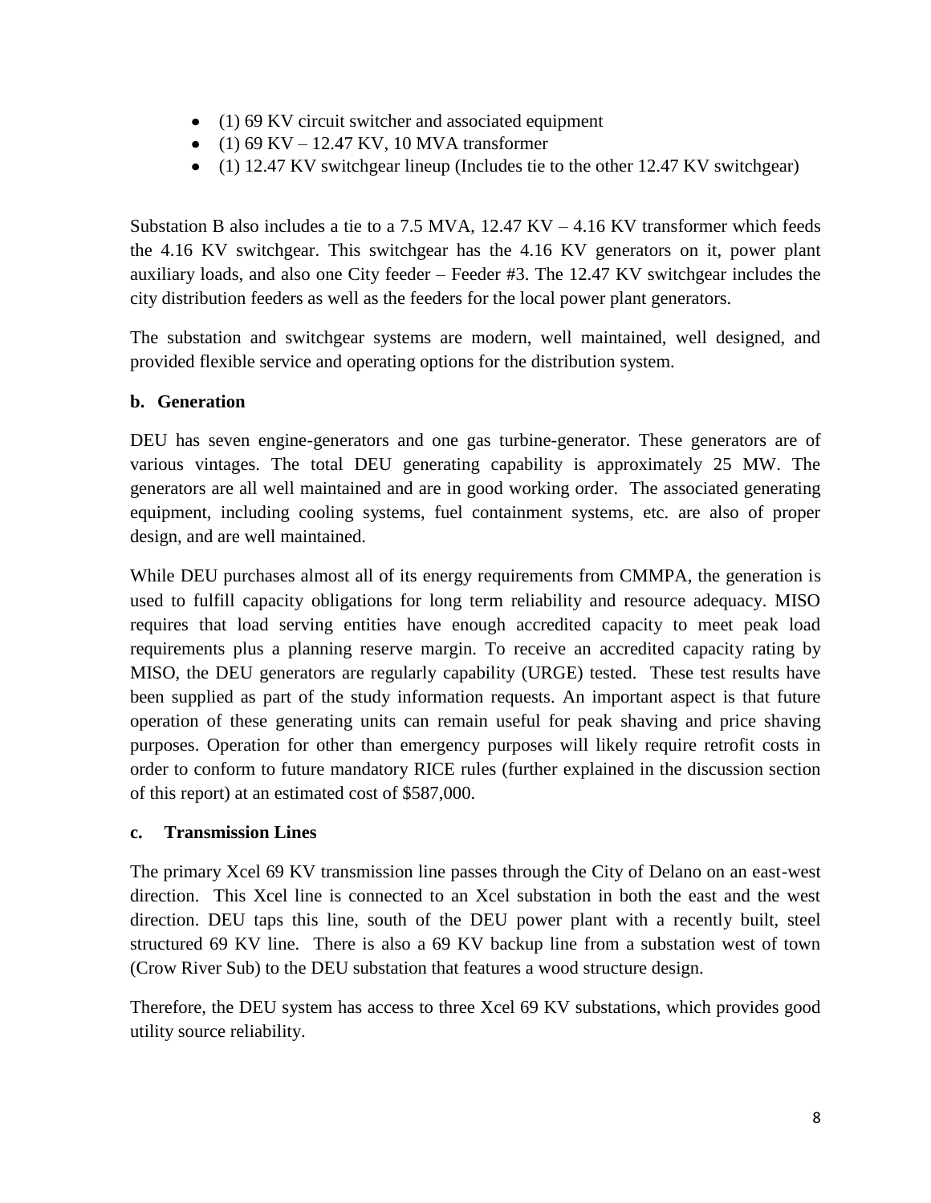- (1) 69 KV circuit switcher and associated equipment
- (1) 69 KV – 12.47 KV, 10 MVA transformer
- (1) 12.47 KV switchgear lineup (Includes tie to the other 12.47 KV switchgear)

Substation B also includes a tie to a 7.5 MVA, 12.47 KV – 4.16 KV transformer which feeds the 4.16 KV switchgear. This switchgear has the 4.16 KV generators on it, power plant auxiliary loads, and also one City feeder – Feeder #3. The 12.47 KV switchgear includes the city distribution feeders as well as the feeders for the local power plant generators.

The substation and switchgear systems are modern, well maintained, well designed, and provided flexible service and operating options for the distribution system.

**b. Generation**

DEU has seven engine-generators and one gas turbine-generator. These generators are of various vintages. The total DEU generating capability is approximately 25 MW. The generators are all well maintained and are in good working order. The associated generating equipment, including cooling systems, fuel containment systems, etc. are also of proper design, and are well maintained.

While DEU purchases almost all of its energy requirements from CMMPA, the generation is used to fulfill capacity obligations for long term reliability and resource adequacy. MISO requires that load serving entities have enough accredited capacity to meet peak load requirements plus a planning reserve margin. To receive an accredited capacity rating by MISO, the DEU generators are regularly capability (URGE) tested. These test results have been supplied as part of the study information requests. An important aspect is that future operation of these generating units can remain useful for peak shaving and price shaving purposes. Operation for other than emergency purposes will likely require retrofit costs in order to conform to future mandatory RICE rules (further explained in the discussion section of this report) at an estimated cost of $587,000.

**c. Transmission Lines**

The primary Xcel 69 KV transmission line passes through the City of Delano on an east-west direction. This Xcel line is connected to an Xcel substation in both the east and the west direction. DEU taps this line, south of the DEU power plant with a recently built, steel structured 69 KV line. There is also a 69 KV backup line from a substation west of town (Crow River Sub) to the DEU substation that features a wood structure design.

Therefore, the DEU system has access to three Xcel 69 KV substations, which provides good utility source reliability.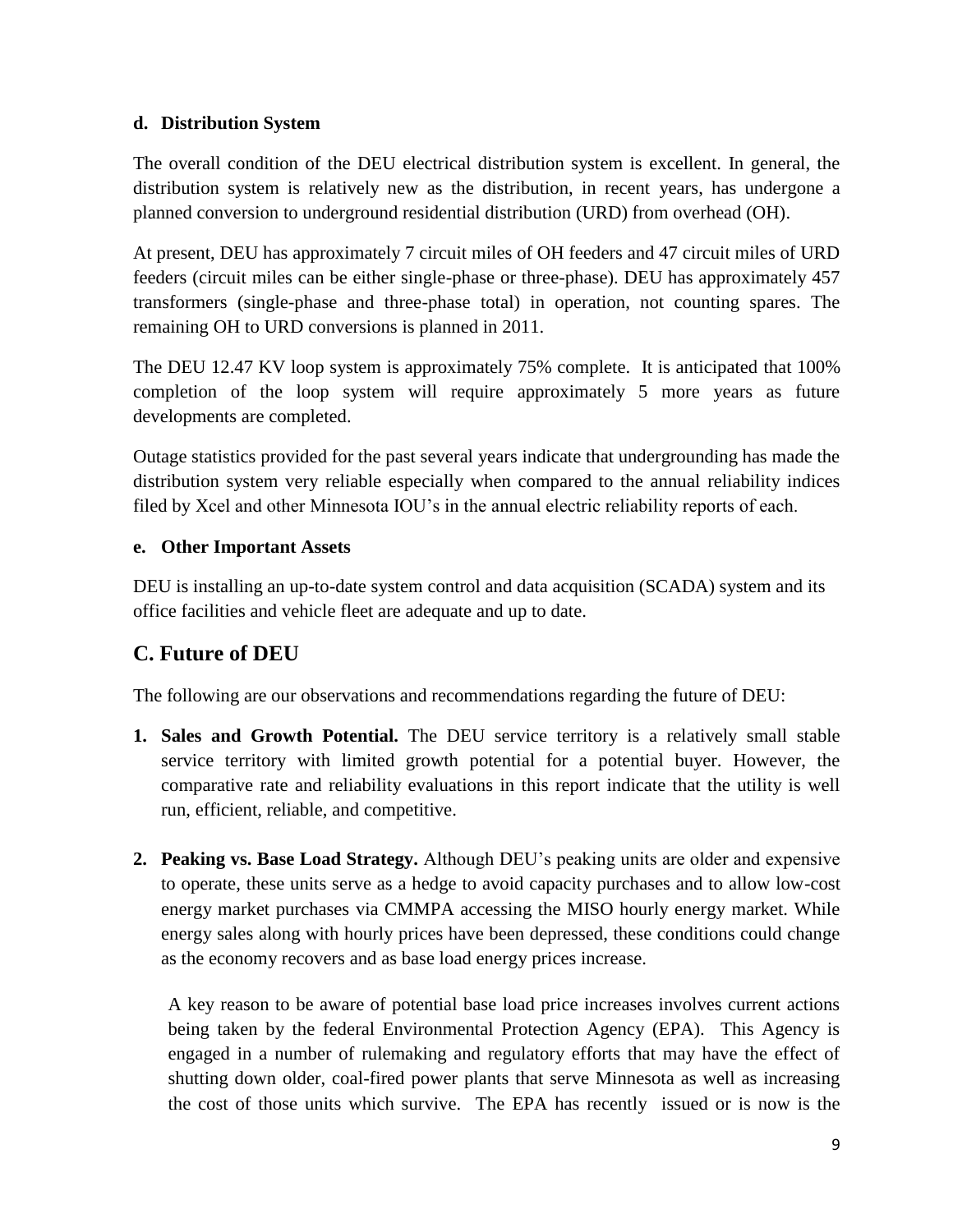#### d. Distribution System

The overall condition of the DEU electrical distribution system is excellent. In general, the distribution system is relatively new as the distribution, in recent years, has undergone a planned conversion to underground residential distribution (URD) from overhead (OH).

At present, DEU has approximately 7 circuit miles of OH feeders and 47 circuit miles of URD feeders (circuit miles can be either single-phase or three-phase). DEU has approximately 457 transformers (single-phase and three-phase total) in operation, not counting spares. The remaining OH to URD conversions is planned in 2011.

The DEU 12.47 KV loop system is approximately 75% complete. It is anticipated that 100% completion of the loop system will require approximately 5 more years as future developments are completed.

Outage statistics provided for the past several years indicate that undergrounding has made the distribution system very reliable especially when compared to the annual reliability indices filed by Xcel and other Minnesota IOU's in the annual electric reliability reports of each.

#### e. Other Important Assets

DEU is installing an up-to-date system control and data acquisition (SCADA) system and its office facilities and vehicle fleet are adequate and up to date.

## C. Future of DEU

The following are our observations and recommendations regarding the future of DEU:

1. **Sales and Growth Potential.** The DEU service territory is a relatively small stable service territory with limited growth potential for a potential buyer. However, the comparative rate and reliability evaluations in this report indicate that the utility is well run, efficient, reliable, and competitive.

2. **Peaking vs. Base Load Strategy.** Although DEU's peaking units are older and expensive to operate, these units serve as a hedge to avoid capacity purchases and to allow low-cost energy market purchases via CMMPA accessing the MISO hourly energy market. While energy sales along with hourly prices have been depressed, these conditions could change as the economy recovers and as base load energy prices increase.

   A key reason to be aware of potential base load price increases involves current actions being taken by the federal Environmental Protection Agency (EPA). This Agency is engaged in a number of rulemaking and regulatory efforts that may have the effect of shutting down older, coal-fired power plants that serve Minnesota as well as increasing the cost of those units which survive. The EPA has recently issued or is now is the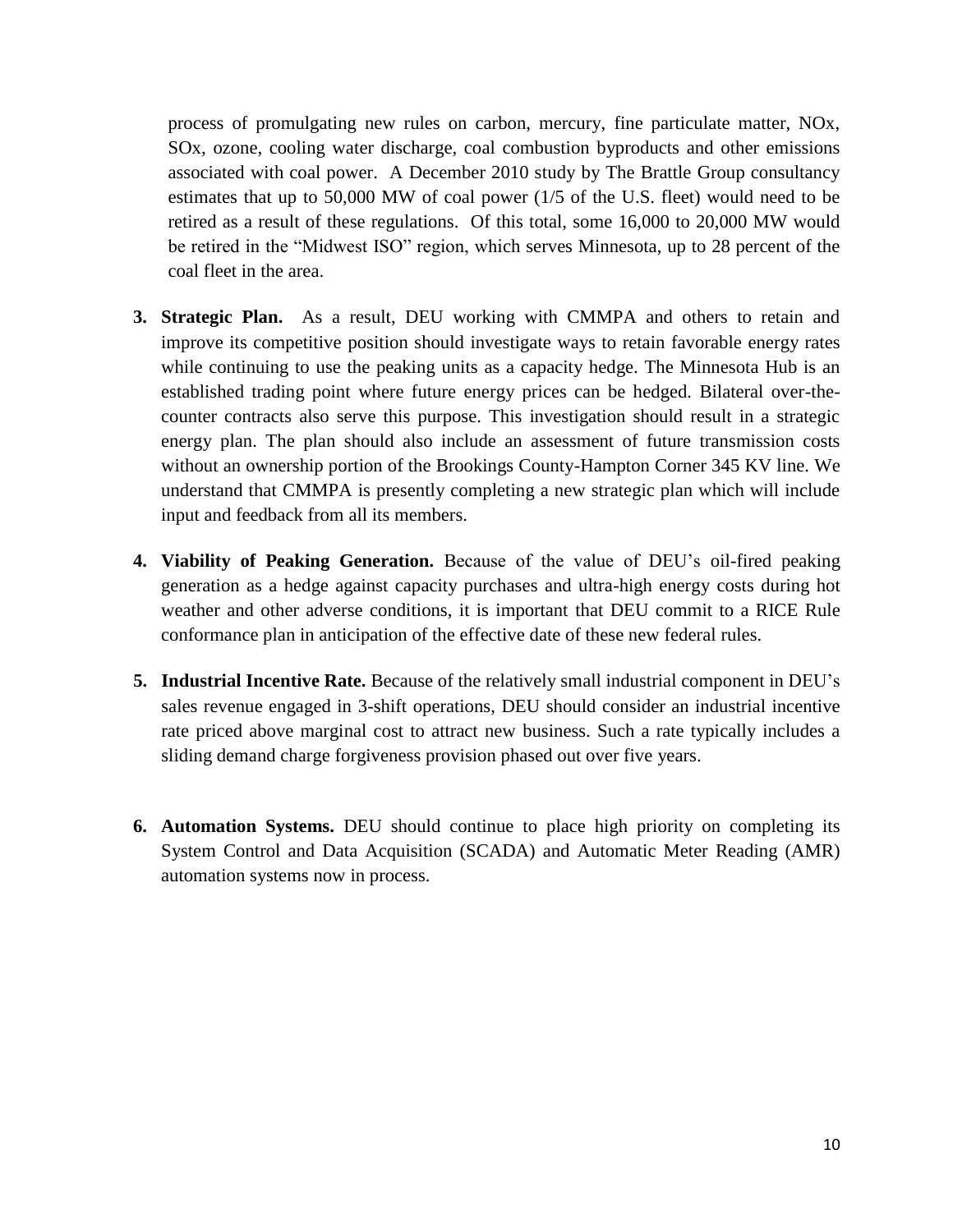process of promulgating new rules on carbon, mercury, fine particulate matter, NOx, SOx, ozone, cooling water discharge, coal combustion byproducts and other emissions associated with coal power. A December 2010 study by The Brattle Group consultancy estimates that up to 50,000 MW of coal power (1/5 of the U.S. fleet) would need to be retired as a result of these regulations. Of this total, some 16,000 to 20,000 MW would be retired in the "Midwest ISO" region, which serves Minnesota, up to 28 percent of the coal fleet in the area.

3. **Strategic Plan.** As a result, DEU working with CMMPA and others to retain and improve its competitive position should investigate ways to retain favorable energy rates while continuing to use the peaking units as a capacity hedge. The Minnesota Hub is an established trading point where future energy prices can be hedged. Bilateral over-the-counter contracts also serve this purpose. This investigation should result in a strategic energy plan. The plan should also include an assessment of future transmission costs without an ownership portion of the Brookings County-Hampton Corner 345 KV line. We understand that CMMPA is presently completing a new strategic plan which will include input and feedback from all its members.

4. **Viability of Peaking Generation.** Because of the value of DEU's oil-fired peaking generation as a hedge against capacity purchases and ultra-high energy costs during hot weather and other adverse conditions, it is important that DEU commit to a RICE Rule conformance plan in anticipation of the effective date of these new federal rules.

5. **Industrial Incentive Rate.** Because of the relatively small industrial component in DEU's sales revenue engaged in 3-shift operations, DEU should consider an industrial incentive rate priced above marginal cost to attract new business. Such a rate typically includes a sliding demand charge forgiveness provision phased out over five years.

6. **Automation Systems.** DEU should continue to place high priority on completing its System Control and Data Acquisition (SCADA) and Automatic Meter Reading (AMR) automation systems now in process.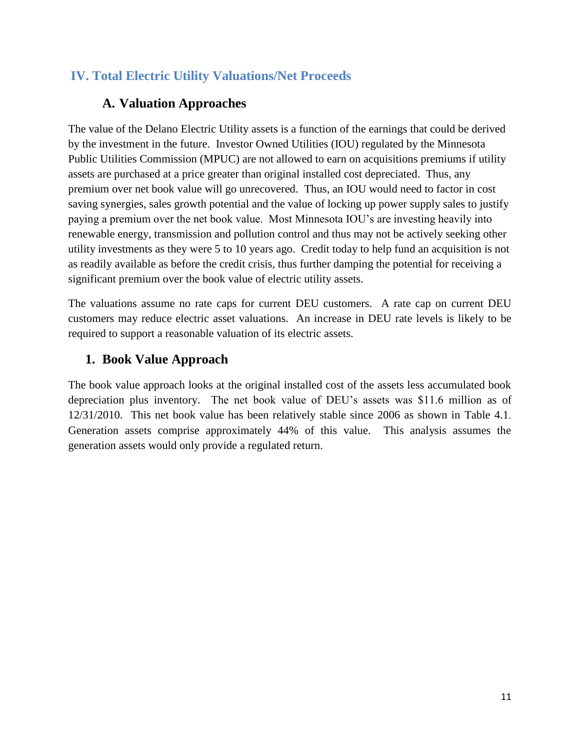## IV. Total Electric Utility Valuations/Net Proceeds

### A. Valuation Approaches

The value of the Delano Electric Utility assets is a function of the earnings that could be derived by the investment in the future. Investor Owned Utilities (IOU) regulated by the Minnesota Public Utilities Commission (MPUC) are not allowed to earn on acquisitions premiums if utility assets are purchased at a price greater than original installed cost depreciated. Thus, any premium over net book value will go unrecovered. Thus, an IOU would need to factor in cost saving synergies, sales growth potential and the value of locking up power supply sales to justify paying a premium over the net book value. Most Minnesota IOU's are investing heavily into renewable energy, transmission and pollution control and thus may not be actively seeking other utility investments as they were 5 to 10 years ago. Credit today to help fund an acquisition is not as readily available as before the credit crisis, thus further damping the potential for receiving a significant premium over the book value of electric utility assets.

The valuations assume no rate caps for current DEU customers. A rate cap on current DEU customers may reduce electric asset valuations. An increase in DEU rate levels is likely to be required to support a reasonable valuation of its electric assets.

### 1. Book Value Approach

The book value approach looks at the original installed cost of the assets less accumulated book depreciation plus inventory. The net book value of DEU's assets was $11.6 million as of 12/31/2010. This net book value has been relatively stable since 2006 as shown in Table 4.1. Generation assets comprise approximately 44% of this value. This analysis assumes the generation assets would only provide a regulated return.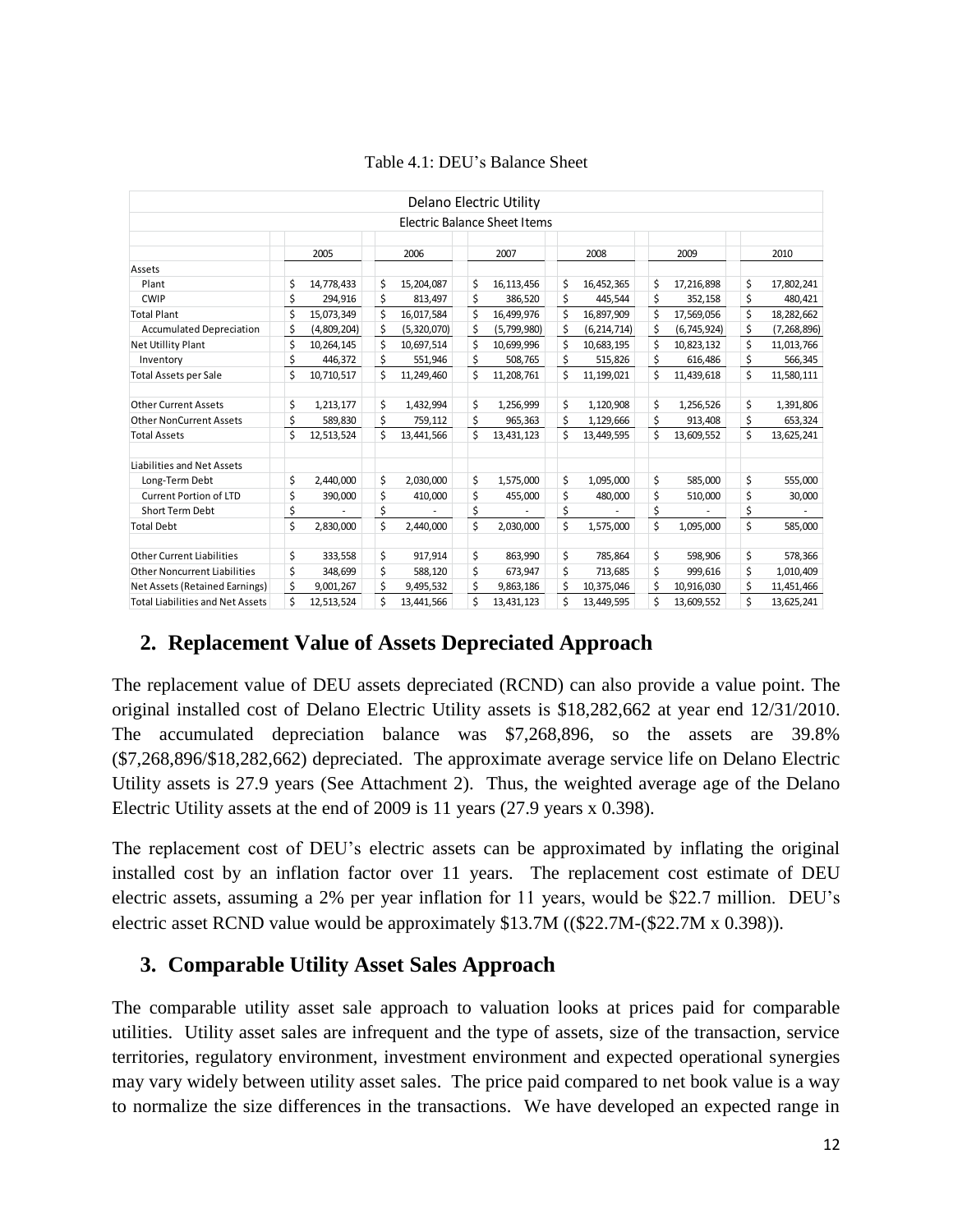Table 4.1: DEU's Balance Sheet

| Delano Electric Utility | | | | | | |
|---|---|---|---|---|---|---|
| Electric Balance Sheet Items | | | | | | |
| | 2005 | 2006 | 2007 | 2008 | 2009 | 2010 |
| Assets | | | | | | |
| Plant | $ 14,778,433 | $ 15,204,087 | $ 16,113,456 | $ 16,452,365 | $ 17,216,898 | $ 17,802,241 |
| CWIP | $ 294,916 | $ 813,497 | $ 386,520 | $ 445,544 | $ 352,158 | $ 480,421 |
| Total Plant | $ 15,073,349 | $ 16,017,584 | $ 16,499,976 | $ 16,897,909 | $ 17,569,056 | $ 18,282,662 |
| Accumulated Depreciation | $ (4,809,204) | $ (5,320,070) | $ (5,799,980) | $ (6,214,714) | $ (6,745,924) | $ (7,268,896) |
| Net Utillity Plant | $ 10,264,145 | $ 10,697,514 | $ 10,699,996 | $ 10,683,195 | $ 10,823,132 | $ 11,013,766 |
| Inventory | $ 446,372 | $ 551,946 | $ 508,765 | $ 515,826 | $ 616,486 | $ 566,345 |
| Total Assets per Sale | $ 10,710,517 | $ 11,249,460 | $ 11,208,761 | $ 11,199,021 | $ 11,439,618 | $ 11,580,111 |
| | | | | | | |
| Other Current Assets | $ 1,213,177 | $ 1,432,994 | $ 1,256,999 | $ 1,120,908 | $ 1,256,526 | $ 1,391,806 |
| Other NonCurrent Assets | $ 589,830 | $ 759,112 | $ 965,363 | $ 1,129,666 | $ 913,408 | $ 653,324 |
| Total Assets | $ 12,513,524 | $ 13,441,566 | $ 13,431,123 | $ 13,449,595 | $ 13,609,552 | $ 13,625,241 |
| | | | | | | |
| Liabilities and Net Assets | | | | | | |
| Long-Term Debt | $ 2,440,000 | $ 2,030,000 | $ 1,575,000 | $ 1,095,000 | $ 585,000 | $ 555,000 |
| Current Portion of LTD | $ 390,000 | $ 410,000 | $ 455,000 | $ 480,000 | $ 510,000 | $ 30,000 |
| Short Term Debt | $ - | $ - | $ - | $ - | $ - | $ - |
| Total Debt | $ 2,830,000 | $ 2,440,000 | $ 2,030,000 | $ 1,575,000 | $ 1,095,000 | $ 585,000 |
| | | | | | | |
| Other Current Liabilities | $ 333,558 | $ 917,914 | $ 863,990 | $ 785,864 | $ 598,906 | $ 578,366 |
| Other Noncurrent Liabilities | $ 348,699 | $ 588,120 | $ 673,947 | $ 713,685 | $ 999,616 | $ 1,010,409 |
| Net Assets (Retained Earnings) | $ 9,001,267 | $ 9,495,532 | $ 9,863,186 | $ 10,375,046 | $ 10,916,030 | $ 11,451,466 |
| Total Liabilities and Net Assets | $ 12,513,524 | $ 13,441,566 | $ 13,431,123 | $ 13,449,595 | $ 13,609,552 | $ 13,625,241 |

## 2. Replacement Value of Assets Depreciated Approach

The replacement value of DEU assets depreciated (RCND) can also provide a value point. The original installed cost of Delano Electric Utility assets is $18,282,662 at year end 12/31/2010. The accumulated depreciation balance was $7,268,896, so the assets are 39.8% ($7,268,896/$18,282,662) depreciated. The approximate average service life on Delano Electric Utility assets is 27.9 years (See Attachment 2). Thus, the weighted average age of the Delano Electric Utility assets at the end of 2009 is 11 years (27.9 years x 0.398).

The replacement cost of DEU's electric assets can be approximated by inflating the original installed cost by an inflation factor over 11 years. The replacement cost estimate of DEU electric assets, assuming a 2% per year inflation for 11 years, would be $22.7 million. DEU's electric asset RCND value would be approximately $13.7M (($22.7M-($22.7M x 0.398)).

## 3. Comparable Utility Asset Sales Approach

The comparable utility asset sale approach to valuation looks at prices paid for comparable utilities. Utility asset sales are infrequent and the type of assets, size of the transaction, service territories, regulatory environment, investment environment and expected operational synergies may vary widely between utility asset sales. The price paid compared to net book value is a way to normalize the size differences in the transactions. We have developed an expected range in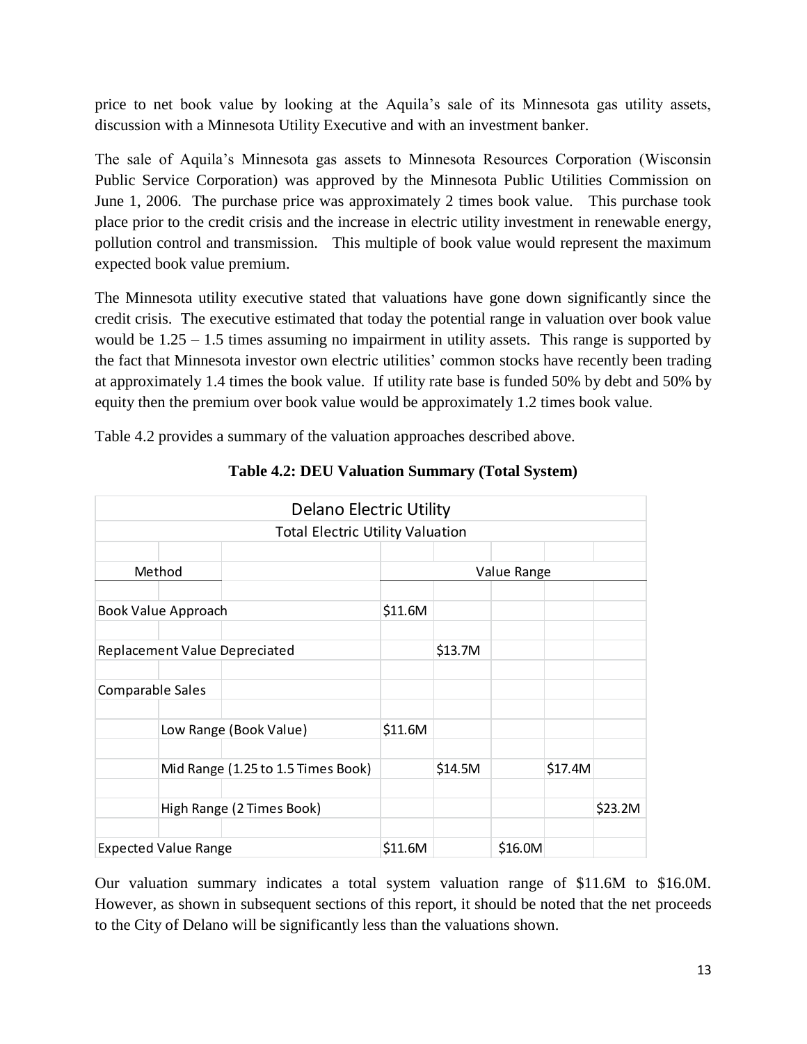price to net book value by looking at the Aquila's sale of its Minnesota gas utility assets, discussion with a Minnesota Utility Executive and with an investment banker.

The sale of Aquila's Minnesota gas assets to Minnesota Resources Corporation (Wisconsin Public Service Corporation) was approved by the Minnesota Public Utilities Commission on June 1, 2006. The purchase price was approximately 2 times book value. This purchase took place prior to the credit crisis and the increase in electric utility investment in renewable energy, pollution control and transmission. This multiple of book value would represent the maximum expected book value premium.

The Minnesota utility executive stated that valuations have gone down significantly since the credit crisis. The executive estimated that today the potential range in valuation over book value would be 1.25 – 1.5 times assuming no impairment in utility assets. This range is supported by the fact that Minnesota investor own electric utilities' common stocks have recently been trading at approximately 1.4 times the book value. If utility rate base is funded 50% by debt and 50% by equity then the premium over book value would be approximately 1.2 times book value.

Table 4.2 provides a summary of the valuation approaches described above.

**Table 4.2: DEU Valuation Summary (Total System)**

| Delano Electric Utility | | | | | | |
|---|---|---|---|---|---|---|
| Total Electric Utility Valuation | | | | | | |
| Method | | Value Range | | | | |
| Book Value Approach | | $11.6M | | | | |
| Replacement Value Depreciated | | | $13.7M | | | |
| Comparable Sales | | | | | | |
| | Low Range (Book Value) | $11.6M | | | | |
| | Mid Range (1.25 to 1.5 Times Book) | | $14.5M | | $17.4M | |
| | High Range (2 Times Book) | | | | | $23.2M |
| Expected Value Range | | $11.6M | | $16.0M | | |

Our valuation summary indicates a total system valuation range of $11.6M to $16.0M. However, as shown in subsequent sections of this report, it should be noted that the net proceeds to the City of Delano will be significantly less than the valuations shown.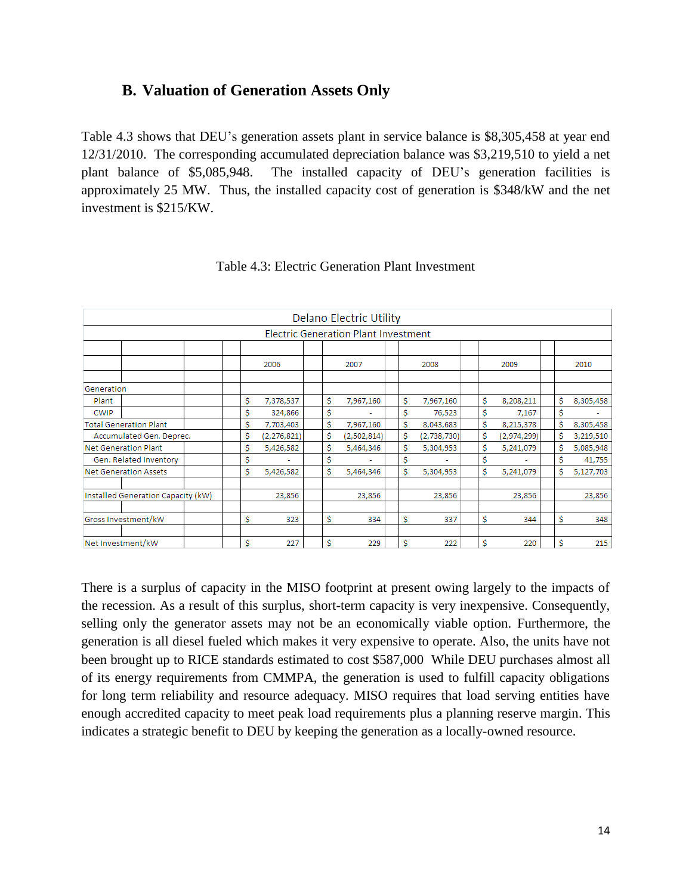## B. Valuation of Generation Assets Only

Table 4.3 shows that DEU's generation assets plant in service balance is \$8,305,458 at year end 12/31/2010. The corresponding accumulated depreciation balance was \$3,219,510 to yield a net plant balance of \$5,085,948. The installed capacity of DEU's generation facilities is approximately 25 MW. Thus, the installed capacity cost of generation is \$348/kW and the net investment is \$215/KW.

Table 4.3: Electric Generation Plant Investment

| Delano Electric Utility | | | | | |
|---|---|---|---|---|---|
| Electric Generation Plant Investment | | | | | |
| | 2006 | 2007 | 2008 | 2009 | 2010 |
| Generation | | | | | |
| Plant | \$ 7,378,537 | \$ 7,967,160 | \$ 7,967,160 | \$ 8,208,211 | \$ 8,305,458 |
| CWIP | \$ 324,866 | \$ - | \$ 76,523 | \$ 7,167 | \$ - |
| Total Generation Plant | \$ 7,703,403 | \$ 7,967,160 | \$ 8,043,683 | \$ 8,215,378 | \$ 8,305,458 |
| Accumulated Gen. Deprec. | \$ (2,276,821) | \$ (2,502,814) | \$ (2,738,730) | \$ (2,974,299) | \$ 3,219,510 |
| Net Generation Plant | \$ 5,426,582 | \$ 5,464,346 | \$ 5,304,953 | \$ 5,241,079 | \$ 5,085,948 |
| Gen. Related Inventory | \$ - | \$ - | \$ - | \$ - | \$ 41,755 |
| Net Generation Assets | \$ 5,426,582 | \$ 5,464,346 | \$ 5,304,953 | \$ 5,241,079 | \$ 5,127,703 |
| | | | | | |
| Installed Generation Capacity (kW) | 23,856 | 23,856 | 23,856 | 23,856 | 23,856 |
| | | | | | |
| Gross Investment/kW | \$ 323 | \$ 334 | \$ 337 | \$ 344 | \$ 348 |
| | | | | | |
| Net Investment/kW | \$ 227 | \$ 229 | \$ 222 | \$ 220 | \$ 215 |

There is a surplus of capacity in the MISO footprint at present owing largely to the impacts of the recession. As a result of this surplus, short-term capacity is very inexpensive. Consequently, selling only the generator assets may not be an economically viable option. Furthermore, the generation is all diesel fueled which makes it very expensive to operate. Also, the units have not been brought up to RICE standards estimated to cost \$587,000 While DEU purchases almost all of its energy requirements from CMMPA, the generation is used to fulfill capacity obligations for long term reliability and resource adequacy. MISO requires that load serving entities have enough accredited capacity to meet peak load requirements plus a planning reserve margin. This indicates a strategic benefit to DEU by keeping the generation as a locally-owned resource.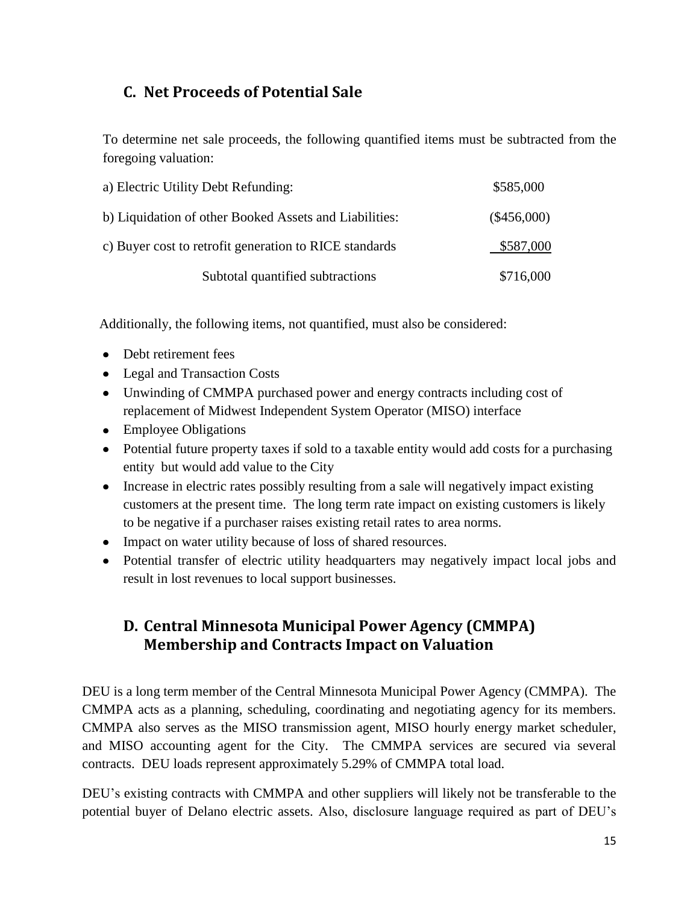## C. Net Proceeds of Potential Sale

To determine net sale proceeds, the following quantified items must be subtracted from the foregoing valuation:

| | |
|---|---|
| a) Electric Utility Debt Refunding: | $585,000 |
| b) Liquidation of other Booked Assets and Liabilities: | ($456,000) |
| c) Buyer cost to retrofit generation to RICE standards | $587,000 |
| Subtotal quantified subtractions | $716,000 |

Additionally, the following items, not quantified, must also be considered:

- Debt retirement fees
- Legal and Transaction Costs
- Unwinding of CMMPA purchased power and energy contracts including cost of replacement of Midwest Independent System Operator (MISO) interface
- Employee Obligations
- Potential future property taxes if sold to a taxable entity would add costs for a purchasing entity but would add value to the City
- Increase in electric rates possibly resulting from a sale will negatively impact existing customers at the present time. The long term rate impact on existing customers is likely to be negative if a purchaser raises existing retail rates to area norms.
- Impact on water utility because of loss of shared resources.
- Potential transfer of electric utility headquarters may negatively impact local jobs and result in lost revenues to local support businesses.

## D. Central Minnesota Municipal Power Agency (CMMPA) Membership and Contracts Impact on Valuation

DEU is a long term member of the Central Minnesota Municipal Power Agency (CMMPA). The CMMPA acts as a planning, scheduling, coordinating and negotiating agency for its members. CMMPA also serves as the MISO transmission agent, MISO hourly energy market scheduler, and MISO accounting agent for the City. The CMMPA services are secured via several contracts. DEU loads represent approximately 5.29% of CMMPA total load.

DEU's existing contracts with CMMPA and other suppliers will likely not be transferable to the potential buyer of Delano electric assets. Also, disclosure language required as part of DEU's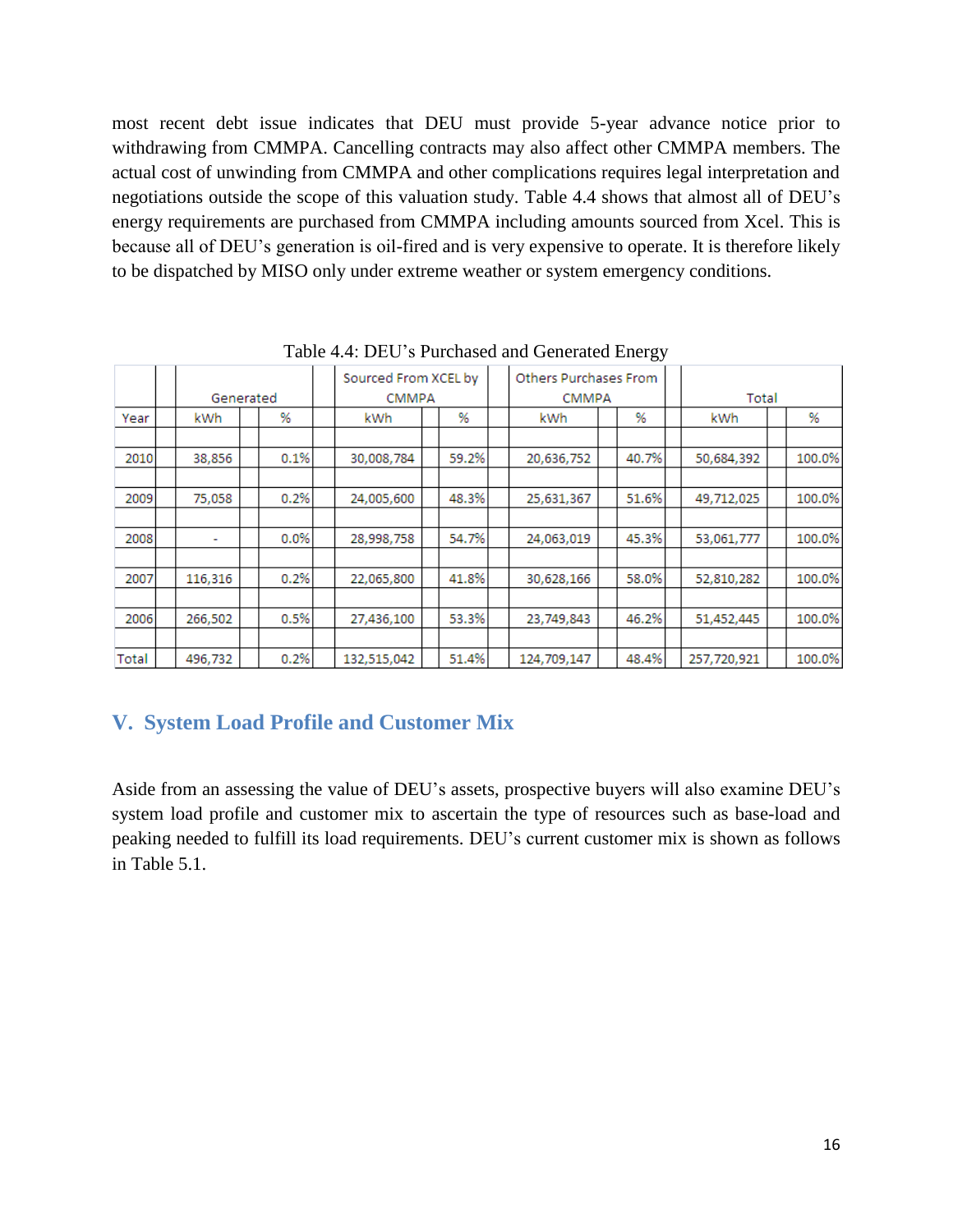most recent debt issue indicates that DEU must provide 5-year advance notice prior to withdrawing from CMMPA. Cancelling contracts may also affect other CMMPA members. The actual cost of unwinding from CMMPA and other complications requires legal interpretation and negotiations outside the scope of this valuation study. Table 4.4 shows that almost all of DEU's energy requirements are purchased from CMMPA including amounts sourced from Xcel. This is because all of DEU's generation is oil-fired and is very expensive to operate. It is therefore likely to be dispatched by MISO only under extreme weather or system emergency conditions.

Table 4.4: DEU's Purchased and Generated Energy

| | Generated | | Sourced From XCEL by CMMPA | | Others Purchases From CMMPA | | Total | |
|---|---|---|---|---|---|---|---|---|
| Year | kWh | % | kWh | % | kWh | % | kWh | % |
| 2010 | 38,856 | 0.1% | 30,008,784 | 59.2% | 20,636,752 | 40.7% | 50,684,392 | 100.0% |
| 2009 | 75,058 | 0.2% | 24,005,600 | 48.3% | 25,631,367 | 51.6% | 49,712,025 | 100.0% |
| 2008 | - | 0.0% | 28,998,758 | 54.7% | 24,063,019 | 45.3% | 53,061,777 | 100.0% |
| 2007 | 116,316 | 0.2% | 22,065,800 | 41.8% | 30,628,166 | 58.0% | 52,810,282 | 100.0% |
| 2006 | 266,502 | 0.5% | 27,436,100 | 53.3% | 23,749,843 | 46.2% | 51,452,445 | 100.0% |
| Total | 496,732 | 0.2% | 132,515,042 | 51.4% | 124,709,147 | 48.4% | 257,720,921 | 100.0% |

## V. System Load Profile and Customer Mix

Aside from an assessing the value of DEU's assets, prospective buyers will also examine DEU's system load profile and customer mix to ascertain the type of resources such as base-load and peaking needed to fulfill its load requirements. DEU's current customer mix is shown as follows in Table 5.1.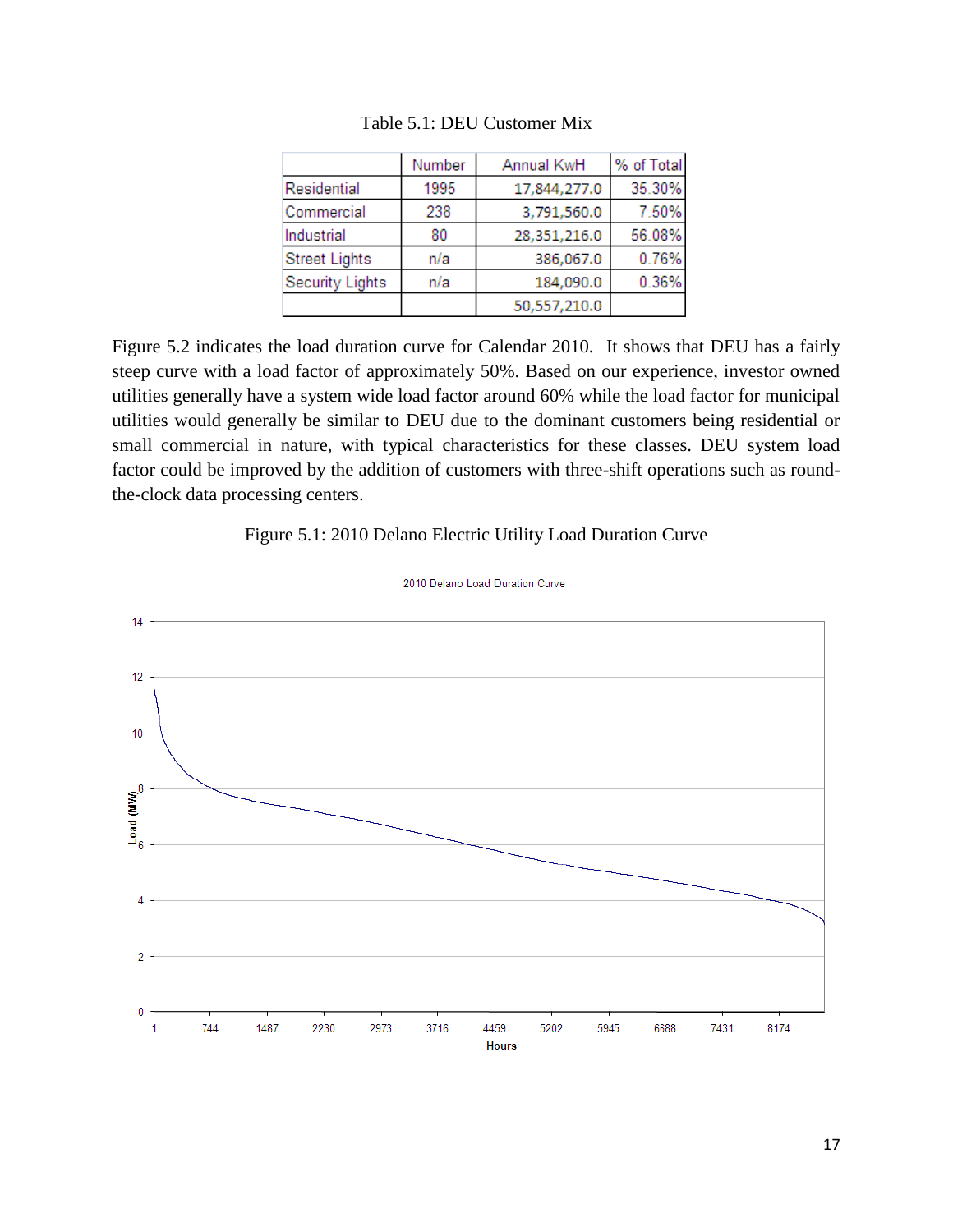Table 5.1: DEU Customer Mix

| | Number | Annual KwH | % of Total |
|---|---|---|---|
| Residential | 1995 | 17,844,277.0 | 35.30% |
| Commercial | 238 | 3,791,560.0 | 7.50% |
| Industrial | 80 | 28,351,216.0 | 56.08% |
| Street Lights | n/a | 386,067.0 | 0.76% |
| Security Lights | n/a | 184,090.0 | 0.36% |
| | | 50,557,210.0 | |

Figure 5.2 indicates the load duration curve for Calendar 2010. It shows that DEU has a fairly steep curve with a load factor of approximately 50%. Based on our experience, investor owned utilities generally have a system wide load factor around 60% while the load factor for municipal utilities would generally be similar to DEU due to the dominant customers being residential or small commercial in nature, with typical characteristics for these classes. DEU system load factor could be improved by the addition of customers with three-shift operations such as round-the-clock data processing centers.

Figure 5.1: 2010 Delano Electric Utility Load Duration Curve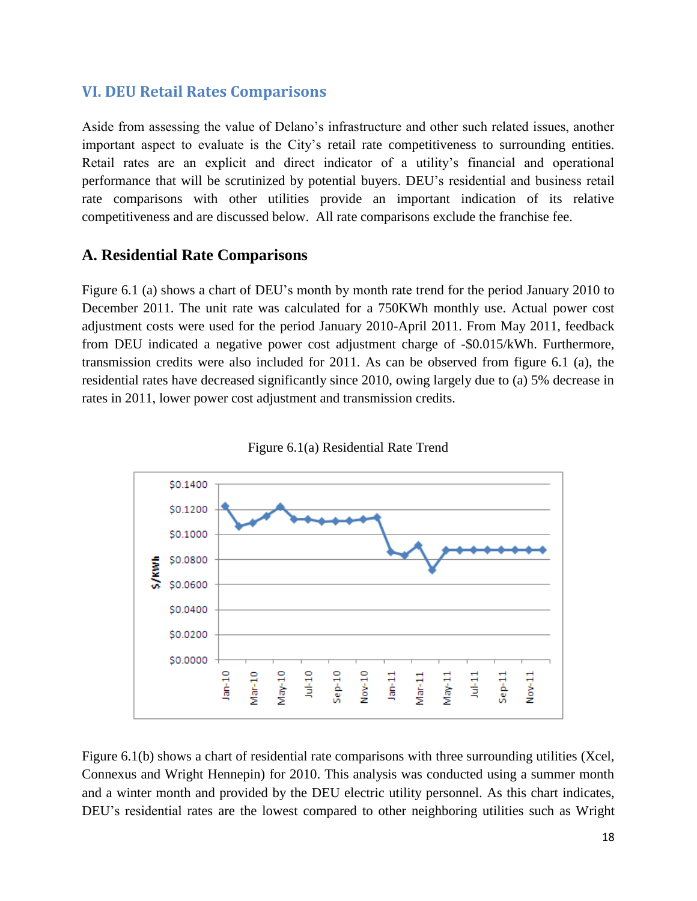## VI. DEU Retail Rates Comparisons

Aside from assessing the value of Delano's infrastructure and other such related issues, another important aspect to evaluate is the City's retail rate competitiveness to surrounding entities. Retail rates are an explicit and direct indicator of a utility's financial and operational performance that will be scrutinized by potential buyers. DEU's residential and business retail rate comparisons with other utilities provide an important indication of its relative competitiveness and are discussed below. All rate comparisons exclude the franchise fee.

### A. Residential Rate Comparisons

Figure 6.1 (a) shows a chart of DEU's month by month rate trend for the period January 2010 to December 2011. The unit rate was calculated for a 750KWh monthly use. Actual power cost adjustment costs were used for the period January 2010-April 2011. From May 2011, feedback from DEU indicated a negative power cost adjustment charge of -$0.015/kWh. Furthermore, transmission credits were also included for 2011. As can be observed from figure 6.1 (a), the residential rates have decreased significantly since 2010, owing largely due to (a) 5% decrease in rates in 2011, lower power cost adjustment and transmission credits.

Figure 6.1(a) Residential Rate Trend

Figure 6.1(b) shows a chart of residential rate comparisons with three surrounding utilities (Xcel, Connexus and Wright Hennepin) for 2010. This analysis was conducted using a summer month and a winter month and provided by the DEU electric utility personnel. As this chart indicates, DEU's residential rates are the lowest compared to other neighboring utilities such as Wright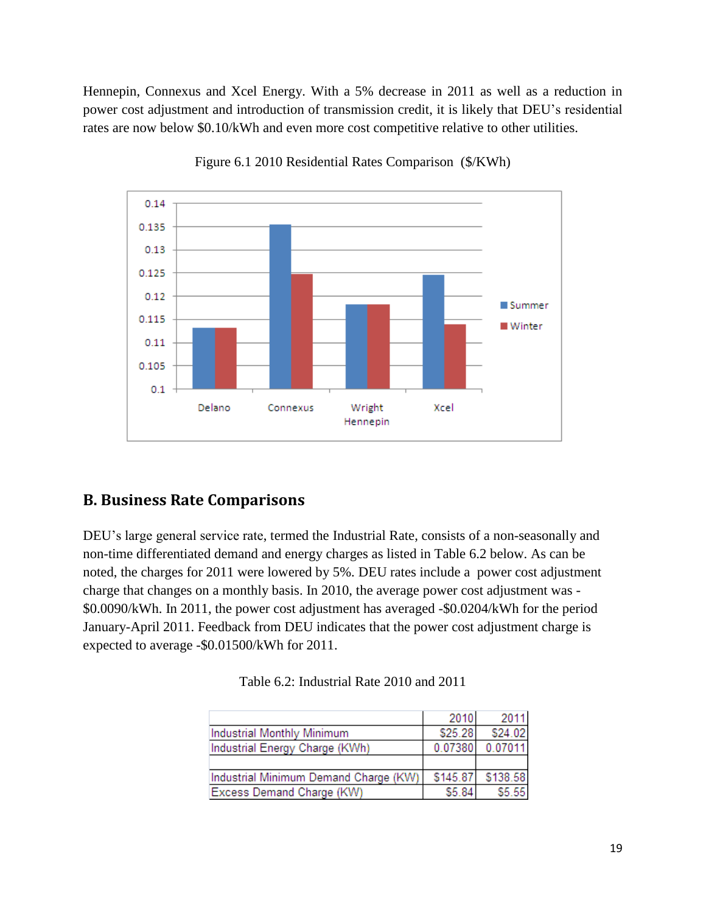Hennepin, Connexus and Xcel Energy. With a 5% decrease in 2011 as well as a reduction in power cost adjustment and introduction of transmission credit, it is likely that DEU's residential rates are now below $0.10/kWh and even more cost competitive relative to other utilities.

Figure 6.1 2010 Residential Rates Comparison ($/KWh)

## B. Business Rate Comparisons

DEU's large general service rate, termed the Industrial Rate, consists of a non-seasonally and non-time differentiated demand and energy charges as listed in Table 6.2 below. As can be noted, the charges for 2011 were lowered by 5%. DEU rates include a power cost adjustment charge that changes on a monthly basis. In 2010, the average power cost adjustment was -$0.0090/kWh. In 2011, the power cost adjustment has averaged -$0.0204/kWh for the period January-April 2011. Feedback from DEU indicates that the power cost adjustment charge is expected to average -$0.01500/kWh for 2011.

Table 6.2: Industrial Rate 2010 and 2011

| | 2010 | 2011 |
|---|---|---|
| Industrial Monthly Minimum | $25.28 | $24.02 |
| Industrial Energy Charge (KWh) | 0.07380 | 0.07011 |
| | | |
| Industrial Minimum Demand Charge (KW) | $145.87 | $138.58 |
| Excess Demand Charge (KW) | $5.84 | $5.55 |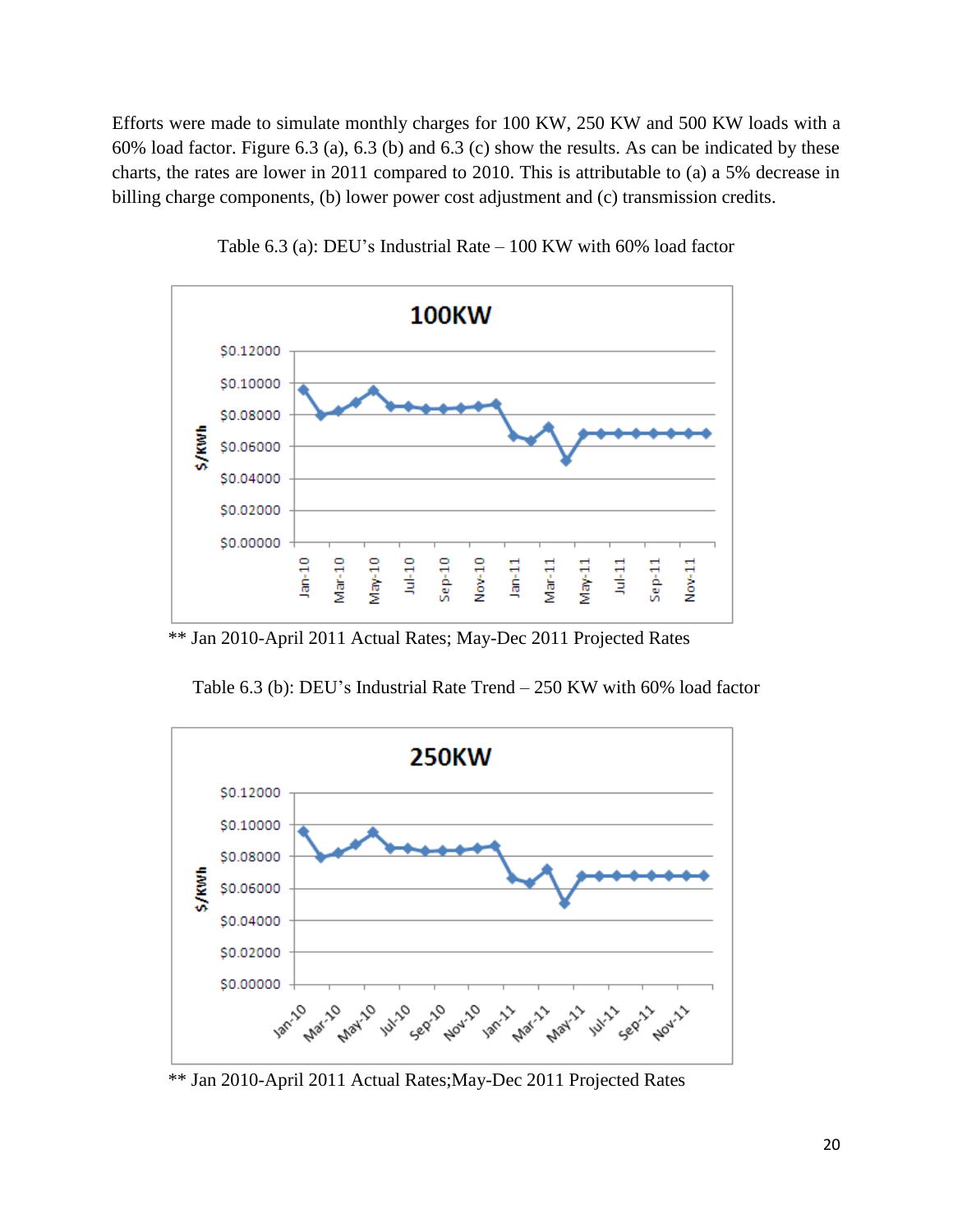Efforts were made to simulate monthly charges for 100 KW, 250 KW and 500 KW loads with a 60% load factor. Figure 6.3 (a), 6.3 (b) and 6.3 (c) show the results. As can be indicated by these charts, the rates are lower in 2011 compared to 2010. This is attributable to (a) a 5% decrease in billing charge components, (b) lower power cost adjustment and (c) transmission credits.

Table 6.3 (a): DEU's Industrial Rate – 100 KW with 60% load factor

** Jan 2010-April 2011 Actual Rates; May-Dec 2011 Projected Rates

Table 6.3 (b): DEU's Industrial Rate Trend – 250 KW with 60% load factor

** Jan 2010-April 2011 Actual Rates;May-Dec 2011 Projected Rates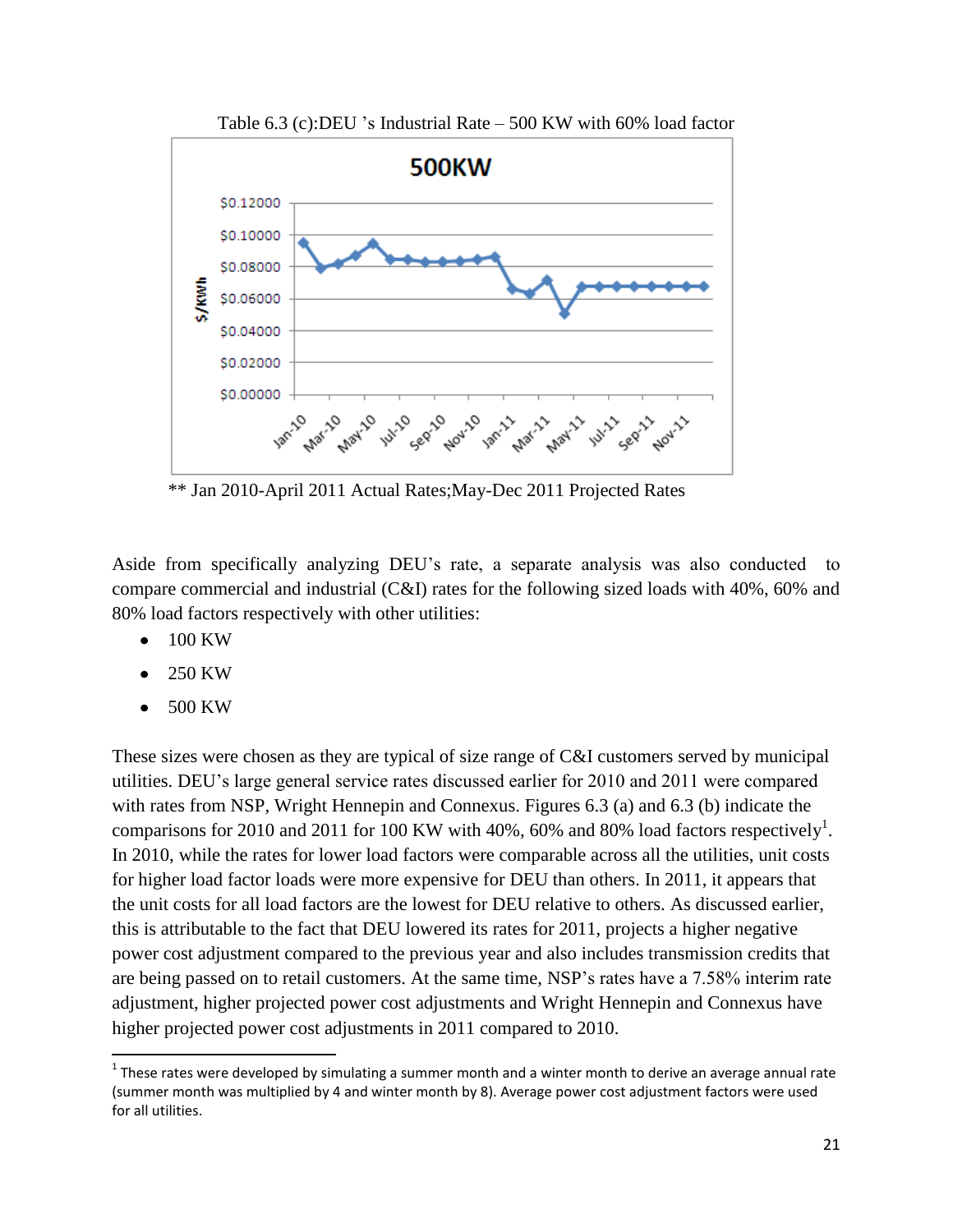Table 6.3 (c):DEU 's Industrial Rate – 500 KW with 60% load factor

** Jan 2010-April 2011 Actual Rates;May-Dec 2011 Projected Rates

Aside from specifically analyzing DEU's rate, a separate analysis was also conducted to compare commercial and industrial (C&I) rates for the following sized loads with 40%, 60% and 80% load factors respectively with other utilities:

- 100 KW
- 250 KW
- 500 KW

These sizes were chosen as they are typical of size range of C&I customers served by municipal utilities. DEU's large general service rates discussed earlier for 2010 and 2011 were compared with rates from NSP, Wright Hennepin and Connexus. Figures 6.3 (a) and 6.3 (b) indicate the comparisons for 2010 and 2011 for 100 KW with 40%, 60% and 80% load factors respectively[1]. In 2010, while the rates for lower load factors were comparable across all the utilities, unit costs for higher load factor loads were more expensive for DEU than others. In 2011, it appears that the unit costs for all load factors are the lowest for DEU relative to others. As discussed earlier, this is attributable to the fact that DEU lowered its rates for 2011, projects a higher negative power cost adjustment compared to the previous year and also includes transmission credits that are being passed on to retail customers. At the same time, NSP's rates have a 7.58% interim rate adjustment, higher projected power cost adjustments and Wright Hennepin and Connexus have higher projected power cost adjustments in 2011 compared to 2010.

[1] These rates were developed by simulating a summer month and a winter month to derive an average annual rate (summer month was multiplied by 4 and winter month by 8). Average power cost adjustment factors were used for all utilities.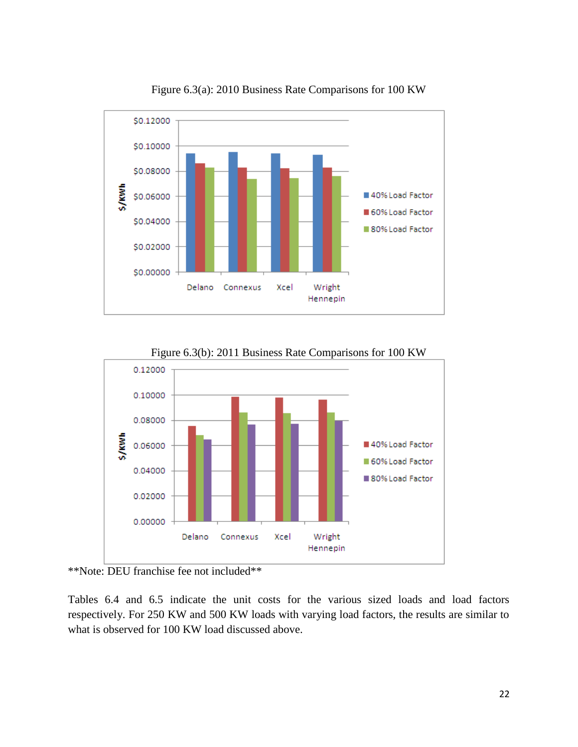Figure 6.3(a): 2010 Business Rate Comparisons for 100 KW

Figure 6.3(b): 2011 Business Rate Comparisons for 100 KW

**Note: DEU franchise fee not included**

Tables 6.4 and 6.5 indicate the unit costs for the various sized loads and load factors respectively. For 250 KW and 500 KW loads with varying load factors, the results are similar to what is observed for 100 KW load discussed above.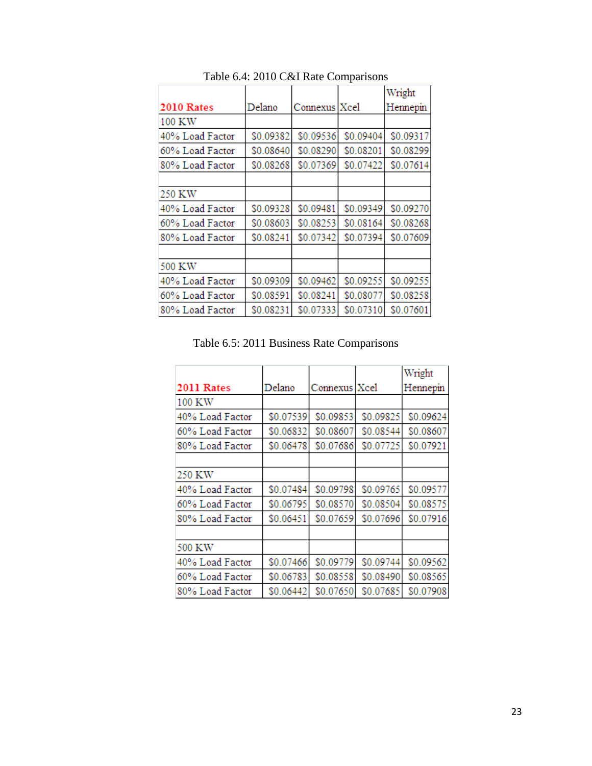Table 6.4: 2010 C&I Rate Comparisons

| 2010 Rates | Delano | Connexus | Xcel | Wright Hennepin |
|---|---|---|---|---|
| 100 KW | | | | |
| 40% Load Factor | $0.09382 | $0.09536 | $0.09404 | $0.09317 |
| 60% Load Factor | $0.08640 | $0.08290 | $0.08201 | $0.08299 |
| 80% Load Factor | $0.08268 | $0.07369 | $0.07422 | $0.07614 |
| | | | | |
| 250 KW | | | | |
| 40% Load Factor | $0.09328 | $0.09481 | $0.09349 | $0.09270 |
| 60% Load Factor | $0.08603 | $0.08253 | $0.08164 | $0.08268 |
| 80% Load Factor | $0.08241 | $0.07342 | $0.07394 | $0.07609 |
| | | | | |
| 500 KW | | | | |
| 40% Load Factor | $0.09309 | $0.09462 | $0.09255 | $0.09255 |
| 60% Load Factor | $0.08591 | $0.08241 | $0.08077 | $0.08258 |
| 80% Load Factor | $0.08231 | $0.07333 | $0.07310 | $0.07601 |

Table 6.5: 2011 Business Rate Comparisons

| 2011 Rates | Delano | Connexus | Xcel | Wright Hennepin |
|---|---|---|---|---|
| 100 KW | | | | |
| 40% Load Factor | $0.07539 | $0.09853 | $0.09825 | $0.09624 |
| 60% Load Factor | $0.06832 | $0.08607 | $0.08544 | $0.08607 |
| 80% Load Factor | $0.06478 | $0.07686 | $0.07725 | $0.07921 |
| | | | | |
| 250 KW | | | | |
| 40% Load Factor | $0.07484 | $0.09798 | $0.09765 | $0.09577 |
| 60% Load Factor | $0.06795 | $0.08570 | $0.08504 | $0.08575 |
| 80% Load Factor | $0.06451 | $0.07659 | $0.07696 | $0.07916 |
| | | | | |
| 500 KW | | | | |
| 40% Load Factor | $0.07466 | $0.09779 | $0.09744 | $0.09562 |
| 60% Load Factor | $0.06783 | $0.08558 | $0.08490 | $0.08565 |
| 80% Load Factor | $0.06442 | $0.07650 | $0.07685 | $0.07908 |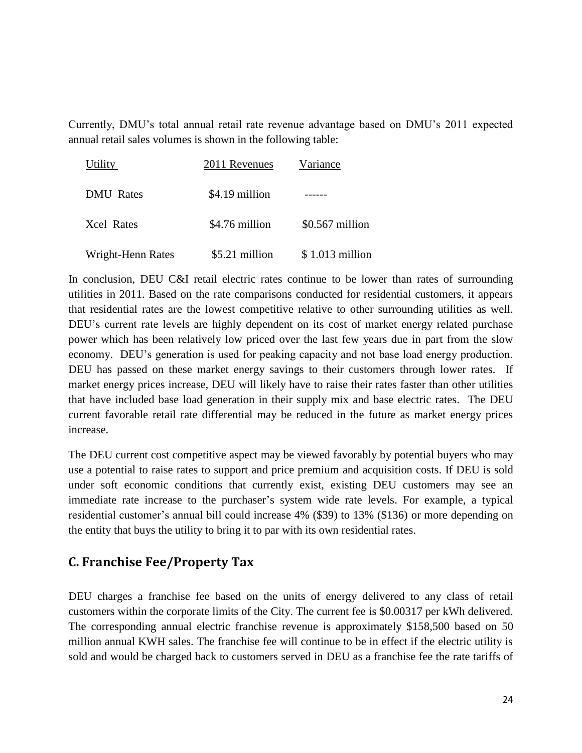Currently, DMU's total annual retail rate revenue advantage based on DMU's 2011 expected annual retail sales volumes is shown in the following table:

| Utility | 2011 Revenues | Variance |
|---|---|---|
| DMU Rates | $4.19 million | ------ |
| Xcel Rates | $4.76 million | $0.567 million |
| Wright-Henn Rates | $5.21 million | $ 1.013 million |

In conclusion, DEU C&I retail electric rates continue to be lower than rates of surrounding utilities in 2011. Based on the rate comparisons conducted for residential customers, it appears that residential rates are the lowest competitive relative to other surrounding utilities as well. DEU's current rate levels are highly dependent on its cost of market energy related purchase power which has been relatively low priced over the last few years due in part from the slow economy. DEU's generation is used for peaking capacity and not base load energy production. DEU has passed on these market energy savings to their customers through lower rates. If market energy prices increase, DEU will likely have to raise their rates faster than other utilities that have included base load generation in their supply mix and base electric rates. The DEU current favorable retail rate differential may be reduced in the future as market energy prices increase.

The DEU current cost competitive aspect may be viewed favorably by potential buyers who may use a potential to raise rates to support and price premium and acquisition costs. If DEU is sold under soft economic conditions that currently exist, existing DEU customers may see an immediate rate increase to the purchaser's system wide rate levels. For example, a typical residential customer's annual bill could increase 4% ($39) to 13% ($136) or more depending on the entity that buys the utility to bring it to par with its own residential rates.

## C. Franchise Fee/Property Tax

DEU charges a franchise fee based on the units of energy delivered to any class of retail customers within the corporate limits of the City. The current fee is $0.00317 per kWh delivered. The corresponding annual electric franchise revenue is approximately $158,500 based on 50 million annual KWH sales. The franchise fee will continue to be in effect if the electric utility is sold and would be charged back to customers served in DEU as a franchise fee the rate tariffs of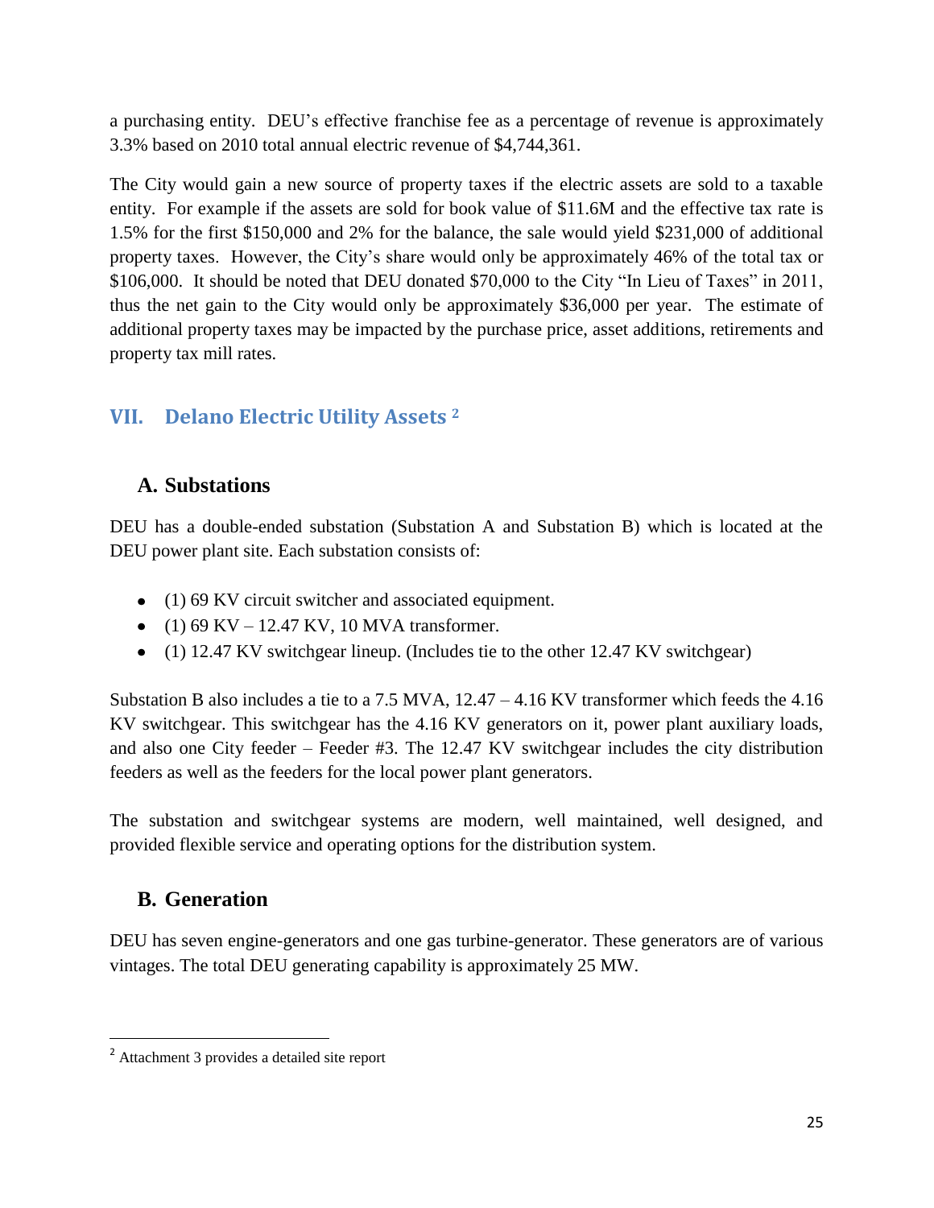a purchasing entity. DEU's effective franchise fee as a percentage of revenue is approximately 3.3% based on 2010 total annual electric revenue of $4,744,361.

The City would gain a new source of property taxes if the electric assets are sold to a taxable entity. For example if the assets are sold for book value of $11.6M and the effective tax rate is 1.5% for the first $150,000 and 2% for the balance, the sale would yield $231,000 of additional property taxes. However, the City's share would only be approximately 46% of the total tax or $106,000. It should be noted that DEU donated $70,000 to the City "In Lieu of Taxes" in 2011, thus the net gain to the City would only be approximately $36,000 per year. The estimate of additional property taxes may be impacted by the purchase price, asset additions, retirements and property tax mill rates.

## VII. Delano Electric Utility Assets [2]

### A. Substations

DEU has a double-ended substation (Substation A and Substation B) which is located at the DEU power plant site. Each substation consists of:

- (1) 69 KV circuit switcher and associated equipment.
- (1) 69 KV – 12.47 KV, 10 MVA transformer.
- (1) 12.47 KV switchgear lineup. (Includes tie to the other 12.47 KV switchgear)

Substation B also includes a tie to a 7.5 MVA, 12.47 – 4.16 KV transformer which feeds the 4.16 KV switchgear. This switchgear has the 4.16 KV generators on it, power plant auxiliary loads, and also one City feeder – Feeder #3. The 12.47 KV switchgear includes the city distribution feeders as well as the feeders for the local power plant generators.

The substation and switchgear systems are modern, well maintained, well designed, and provided flexible service and operating options for the distribution system.

### B. Generation

DEU has seven engine-generators and one gas turbine-generator. These generators are of various vintages. The total DEU generating capability is approximately 25 MW.

---

[2] Attachment 3 provides a detailed site report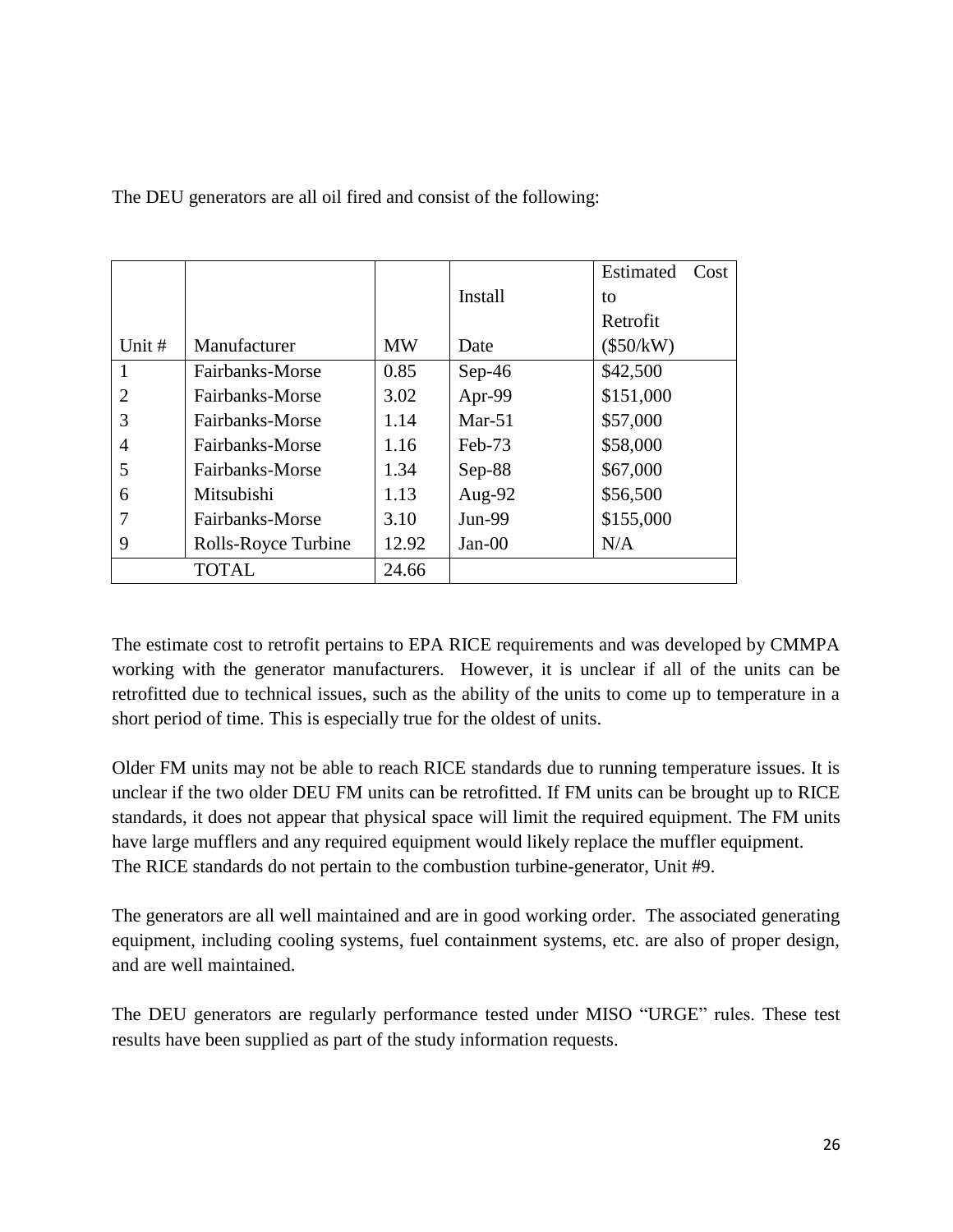The DEU generators are all oil fired and consist of the following:

| Unit # | Manufacturer | MW | Install Date | Estimated Cost to Retrofit ($50/kW) |
|---|---|---|---|---|
| 1 | Fairbanks-Morse | 0.85 | Sep-46 | $42,500 |
| 2 | Fairbanks-Morse | 3.02 | Apr-99 | $151,000 |
| 3 | Fairbanks-Morse | 1.14 | Mar-51 | $57,000 |
| 4 | Fairbanks-Morse | 1.16 | Feb-73 | $58,000 |
| 5 | Fairbanks-Morse | 1.34 | Sep-88 | $67,000 |
| 6 | Mitsubishi | 1.13 | Aug-92 | $56,500 |
| 7 | Fairbanks-Morse | 3.10 | Jun-99 | $155,000 |
| 9 | Rolls-Royce Turbine | 12.92 | Jan-00 | N/A |
| | TOTAL | 24.66 | | |

The estimate cost to retrofit pertains to EPA RICE requirements and was developed by CMMPA working with the generator manufacturers. However, it is unclear if all of the units can be retrofitted due to technical issues, such as the ability of the units to come up to temperature in a short period of time. This is especially true for the oldest of units.

Older FM units may not be able to reach RICE standards due to running temperature issues. It is unclear if the two older DEU FM units can be retrofitted. If FM units can be brought up to RICE standards, it does not appear that physical space will limit the required equipment. The FM units have large mufflers and any required equipment would likely replace the muffler equipment. The RICE standards do not pertain to the combustion turbine-generator, Unit #9.

The generators are all well maintained and are in good working order. The associated generating equipment, including cooling systems, fuel containment systems, etc. are also of proper design, and are well maintained.

The DEU generators are regularly performance tested under MISO "URGE" rules. These test results have been supplied as part of the study information requests.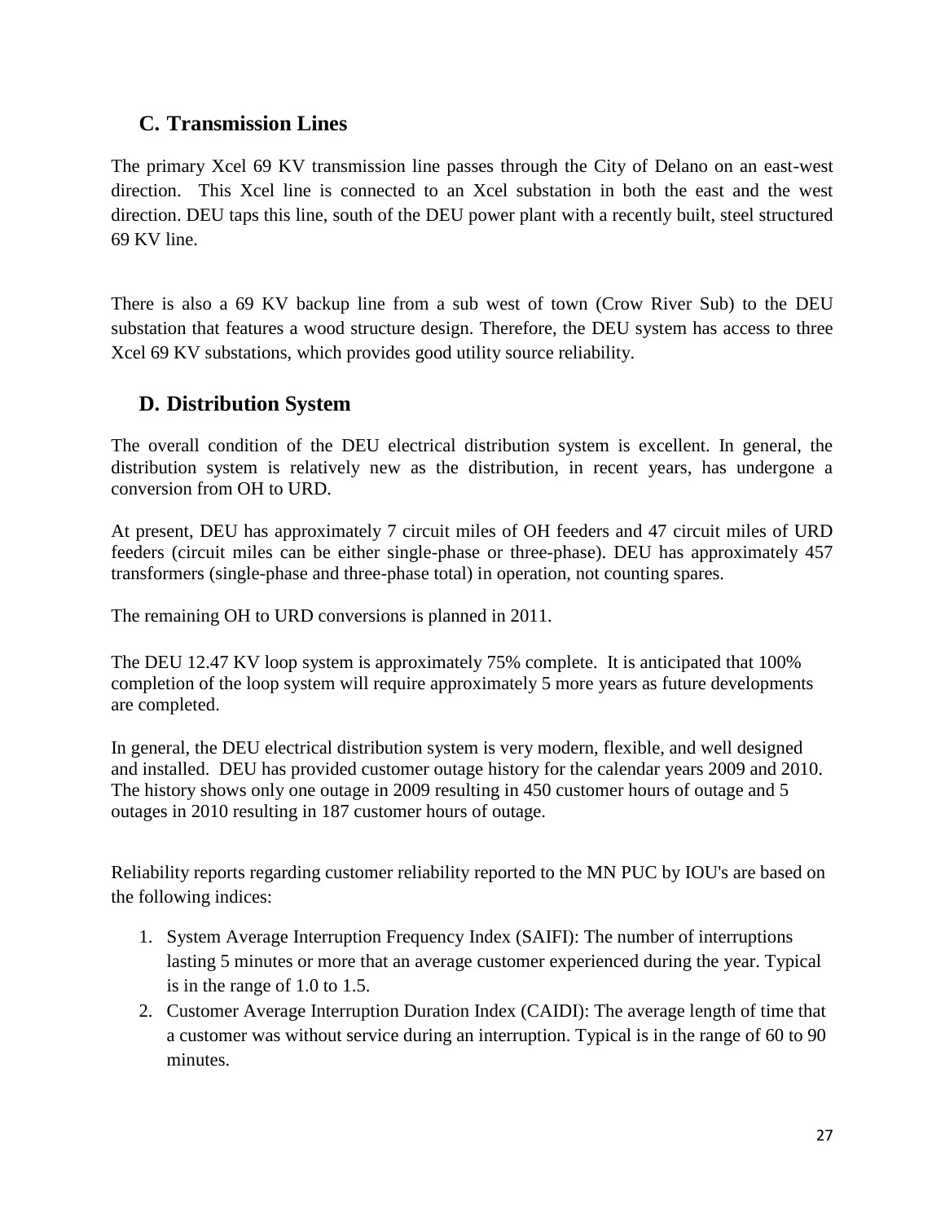## C. Transmission Lines

The primary Xcel 69 KV transmission line passes through the City of Delano on an east-west direction. This Xcel line is connected to an Xcel substation in both the east and the west direction. DEU taps this line, south of the DEU power plant with a recently built, steel structured 69 KV line.

There is also a 69 KV backup line from a sub west of town (Crow River Sub) to the DEU substation that features a wood structure design. Therefore, the DEU system has access to three Xcel 69 KV substations, which provides good utility source reliability.

## D. Distribution System

The overall condition of the DEU electrical distribution system is excellent. In general, the distribution system is relatively new as the distribution, in recent years, has undergone a conversion from OH to URD.

At present, DEU has approximately 7 circuit miles of OH feeders and 47 circuit miles of URD feeders (circuit miles can be either single-phase or three-phase). DEU has approximately 457 transformers (single-phase and three-phase total) in operation, not counting spares.

The remaining OH to URD conversions is planned in 2011.

The DEU 12.47 KV loop system is approximately 75% complete. It is anticipated that 100% completion of the loop system will require approximately 5 more years as future developments are completed.

In general, the DEU electrical distribution system is very modern, flexible, and well designed and installed. DEU has provided customer outage history for the calendar years 2009 and 2010. The history shows only one outage in 2009 resulting in 450 customer hours of outage and 5 outages in 2010 resulting in 187 customer hours of outage.

Reliability reports regarding customer reliability reported to the MN PUC by IOU's are based on the following indices:

1. System Average Interruption Frequency Index (SAIFI): The number of interruptions lasting 5 minutes or more that an average customer experienced during the year. Typical is in the range of 1.0 to 1.5.
2. Customer Average Interruption Duration Index (CAIDI): The average length of time that a customer was without service during an interruption. Typical is in the range of 60 to 90 minutes.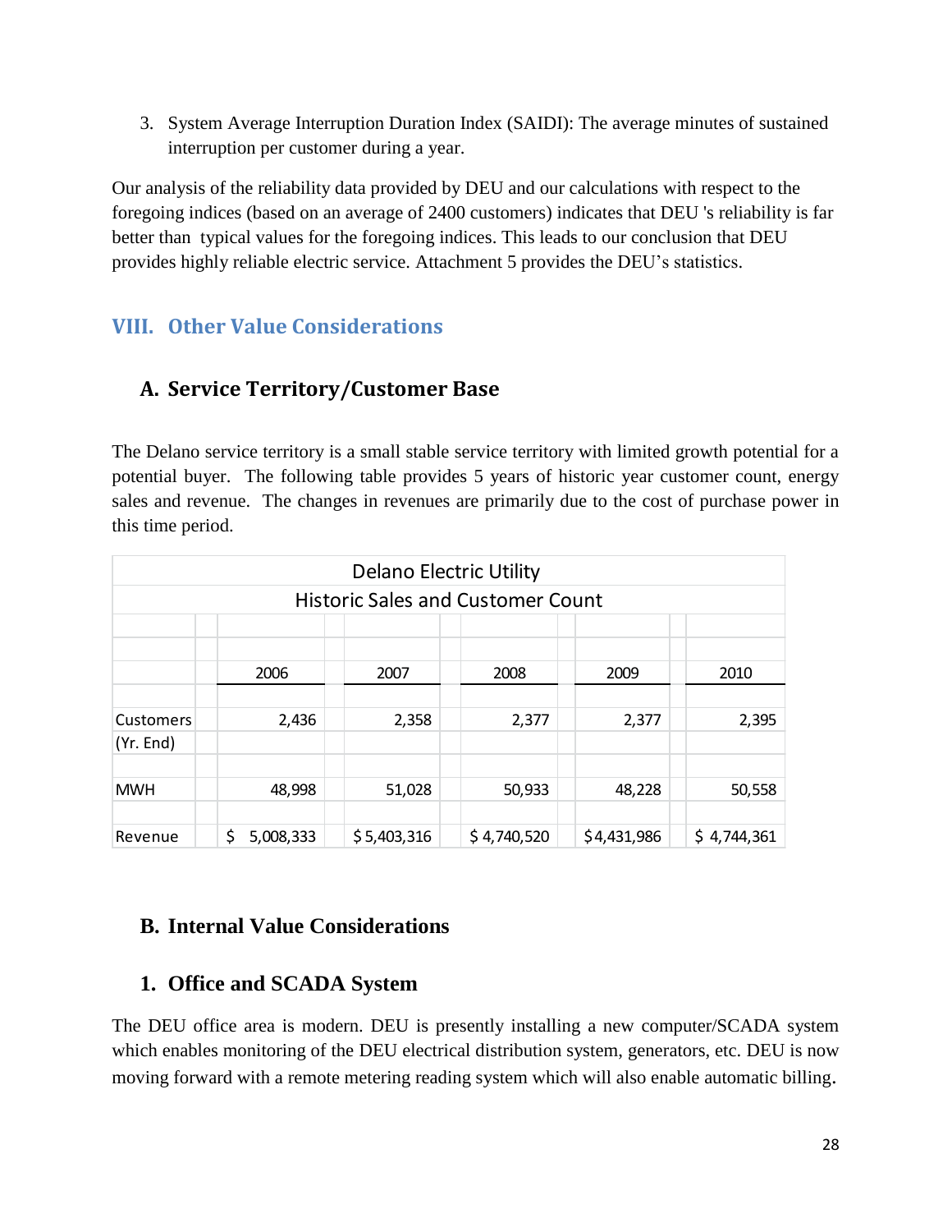3. System Average Interruption Duration Index (SAIDI): The average minutes of sustained interruption per customer during a year.

Our analysis of the reliability data provided by DEU and our calculations with respect to the foregoing indices (based on an average of 2400 customers) indicates that DEU 's reliability is far better than typical values for the foregoing indices. This leads to our conclusion that DEU provides highly reliable electric service. Attachment 5 provides the DEU's statistics.

## VIII. Other Value Considerations

### A. Service Territory/Customer Base

The Delano service territory is a small stable service territory with limited growth potential for a potential buyer. The following table provides 5 years of historic year customer count, energy sales and revenue. The changes in revenues are primarily due to the cost of purchase power in this time period.

| Delano Electric Utility<br>Historic Sales and Customer Count | 2006 | 2007 | 2008 | 2009 | 2010 |
|---|---|---|---|---|---|
| Customers (Yr. End) | 2,436 | 2,358 | 2,377 | 2,377 | 2,395 |
| MWH | 48,998 | 51,028 | 50,933 | 48,228 | 50,558 |
| Revenue | $ 5,008,333 | $ 5,403,316 | $ 4,740,520 | $4,431,986 | $ 4,744,361 |

### B. Internal Value Considerations

### 1. Office and SCADA System

The DEU office area is modern. DEU is presently installing a new computer/SCADA system which enables monitoring of the DEU electrical distribution system, generators, etc. DEU is now moving forward with a remote metering reading system which will also enable automatic billing.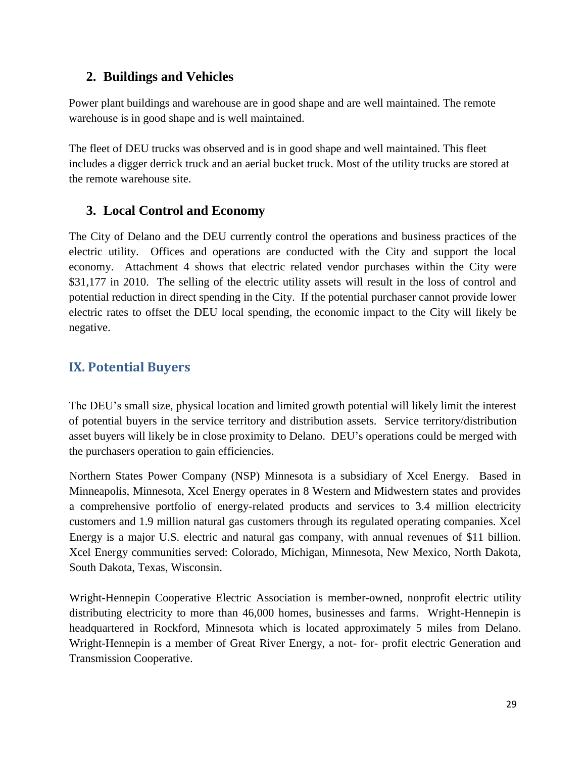## 2. Buildings and Vehicles

Power plant buildings and warehouse are in good shape and are well maintained. The remote warehouse is in good shape and is well maintained.

The fleet of DEU trucks was observed and is in good shape and well maintained. This fleet includes a digger derrick truck and an aerial bucket truck. Most of the utility trucks are stored at the remote warehouse site.

## 3. Local Control and Economy

The City of Delano and the DEU currently control the operations and business practices of the electric utility. Offices and operations are conducted with the City and support the local economy. Attachment 4 shows that electric related vendor purchases within the City were $31,177 in 2010. The selling of the electric utility assets will result in the loss of control and potential reduction in direct spending in the City. If the potential purchaser cannot provide lower electric rates to offset the DEU local spending, the economic impact to the City will likely be negative.

# IX. Potential Buyers

The DEU's small size, physical location and limited growth potential will likely limit the interest of potential buyers in the service territory and distribution assets. Service territory/distribution asset buyers will likely be in close proximity to Delano. DEU's operations could be merged with the purchasers operation to gain efficiencies.

Northern States Power Company (NSP) Minnesota is a subsidiary of Xcel Energy. Based in Minneapolis, Minnesota, Xcel Energy operates in 8 Western and Midwestern states and provides a comprehensive portfolio of energy-related products and services to 3.4 million electricity customers and 1.9 million natural gas customers through its regulated operating companies. Xcel Energy is a major U.S. electric and natural gas company, with annual revenues of $11 billion. Xcel Energy communities served: Colorado, Michigan, Minnesota, New Mexico, North Dakota, South Dakota, Texas, Wisconsin.

Wright-Hennepin Cooperative Electric Association is member-owned, nonprofit electric utility distributing electricity to more than 46,000 homes, businesses and farms. Wright-Hennepin is headquartered in Rockford, Minnesota which is located approximately 5 miles from Delano. Wright-Hennepin is a member of Great River Energy, a not- for- profit electric Generation and Transmission Cooperative.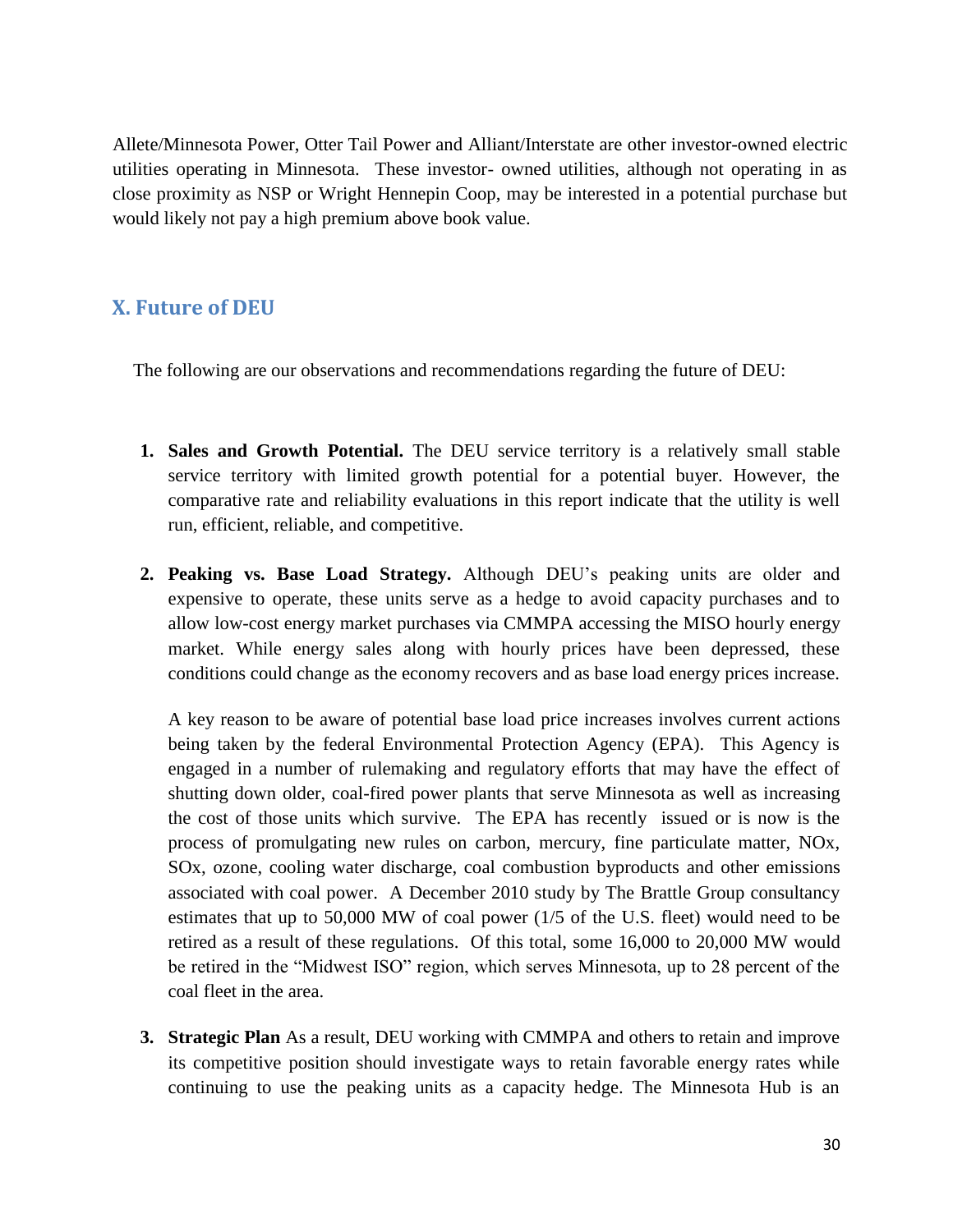Allete/Minnesota Power, Otter Tail Power and Alliant/Interstate are other investor-owned electric utilities operating in Minnesota. These investor- owned utilities, although not operating in as close proximity as NSP or Wright Hennepin Coop, may be interested in a potential purchase but would likely not pay a high premium above book value.

## X. Future of DEU

The following are our observations and recommendations regarding the future of DEU:

1. **Sales and Growth Potential.** The DEU service territory is a relatively small stable service territory with limited growth potential for a potential buyer. However, the comparative rate and reliability evaluations in this report indicate that the utility is well run, efficient, reliable, and competitive.

2. **Peaking vs. Base Load Strategy.** Although DEU's peaking units are older and expensive to operate, these units serve as a hedge to avoid capacity purchases and to allow low-cost energy market purchases via CMMPA accessing the MISO hourly energy market. While energy sales along with hourly prices have been depressed, these conditions could change as the economy recovers and as base load energy prices increase.

   A key reason to be aware of potential base load price increases involves current actions being taken by the federal Environmental Protection Agency (EPA). This Agency is engaged in a number of rulemaking and regulatory efforts that may have the effect of shutting down older, coal-fired power plants that serve Minnesota as well as increasing the cost of those units which survive. The EPA has recently issued or is now is the process of promulgating new rules on carbon, mercury, fine particulate matter, NOx, SOx, ozone, cooling water discharge, coal combustion byproducts and other emissions associated with coal power. A December 2010 study by The Brattle Group consultancy estimates that up to 50,000 MW of coal power (1/5 of the U.S. fleet) would need to be retired as a result of these regulations. Of this total, some 16,000 to 20,000 MW would be retired in the "Midwest ISO" region, which serves Minnesota, up to 28 percent of the coal fleet in the area.

3. **Strategic Plan** As a result, DEU working with CMMPA and others to retain and improve its competitive position should investigate ways to retain favorable energy rates while continuing to use the peaking units as a capacity hedge. The Minnesota Hub is an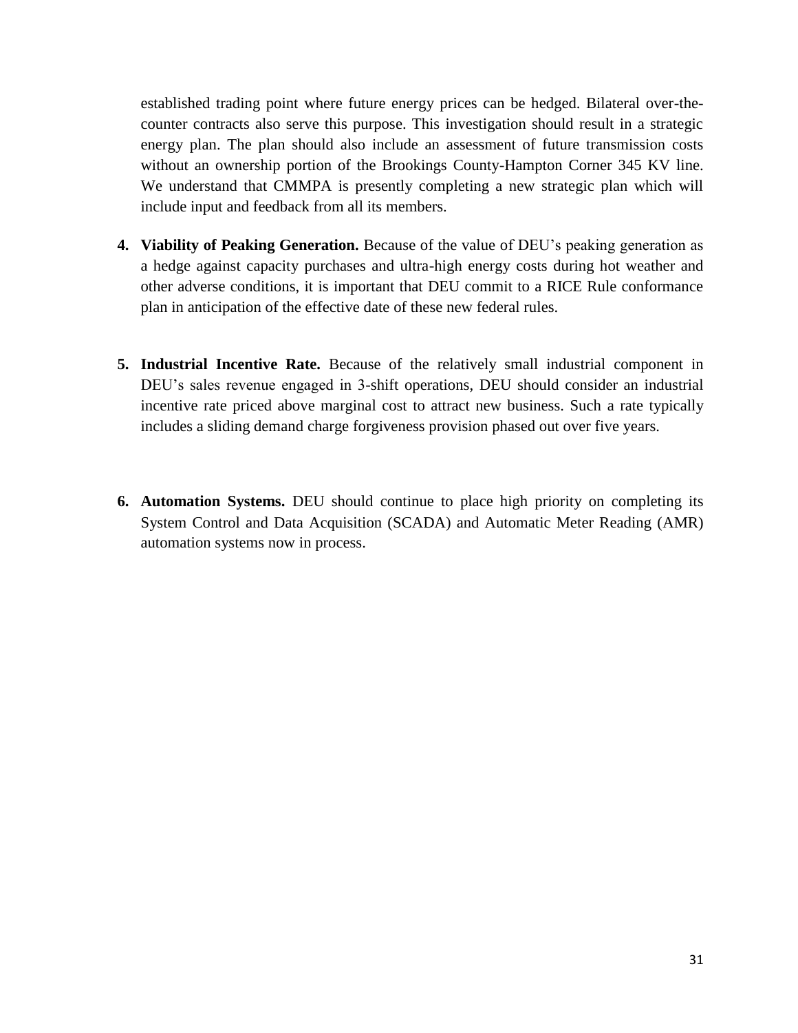established trading point where future energy prices can be hedged. Bilateral over-the-counter contracts also serve this purpose. This investigation should result in a strategic energy plan. The plan should also include an assessment of future transmission costs without an ownership portion of the Brookings County-Hampton Corner 345 KV line. We understand that CMMPA is presently completing a new strategic plan which will include input and feedback from all its members.

4. **Viability of Peaking Generation.** Because of the value of DEU's peaking generation as a hedge against capacity purchases and ultra-high energy costs during hot weather and other adverse conditions, it is important that DEU commit to a RICE Rule conformance plan in anticipation of the effective date of these new federal rules.

5. **Industrial Incentive Rate.** Because of the relatively small industrial component in DEU's sales revenue engaged in 3-shift operations, DEU should consider an industrial incentive rate priced above marginal cost to attract new business. Such a rate typically includes a sliding demand charge forgiveness provision phased out over five years.

6. **Automation Systems.** DEU should continue to place high priority on completing its System Control and Data Acquisition (SCADA) and Automatic Meter Reading (AMR) automation systems now in process.